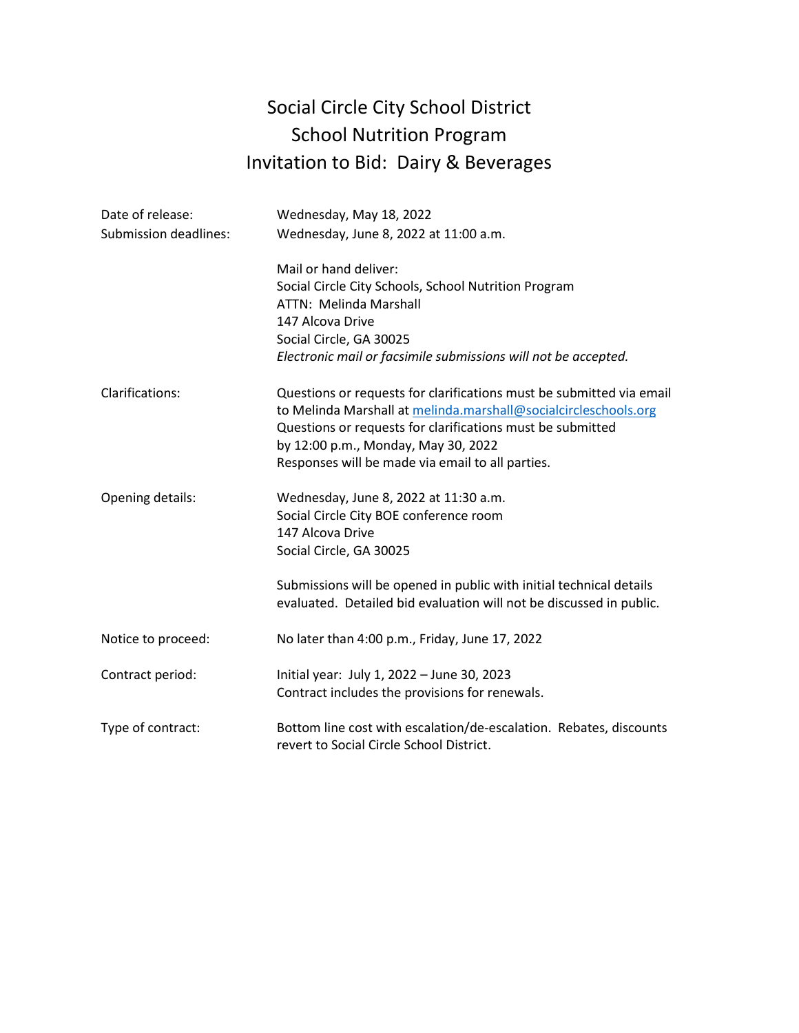# Social Circle City School District
# School Nutrition Program
# Invitation to Bid: Dairy & Beverages

| | |
|---|---|
| Date of release: | Wednesday, May 18, 2022 |
| Submission deadlines: | Wednesday, June 8, 2022 at 11:00 a.m. |
| | Mail or hand deliver:<br>Social Circle City Schools, School Nutrition Program<br>ATTN: Melinda Marshall<br>147 Alcova Drive<br>Social Circle, GA 30025<br>*Electronic mail or facsimile submissions will not be accepted.* |
| Clarifications: | Questions or requests for clarifications must be submitted via email to Melinda Marshall at melinda.marshall@socialcircleschools.org<br>Questions or requests for clarifications must be submitted by 12:00 p.m., Monday, May 30, 2022<br>Responses will be made via email to all parties. |
| Opening details: | Wednesday, June 8, 2022 at 11:30 a.m.<br>Social Circle City BOE conference room<br>147 Alcova Drive<br>Social Circle, GA 30025 |
| | Submissions will be opened in public with initial technical details evaluated. Detailed bid evaluation will not be discussed in public. |
| Notice to proceed: | No later than 4:00 p.m., Friday, June 17, 2022 |
| Contract period: | Initial year: July 1, 2022 – June 30, 2023<br>Contract includes the provisions for renewals. |
| Type of contract: | Bottom line cost with escalation/de-escalation. Rebates, discounts revert to Social Circle School District. |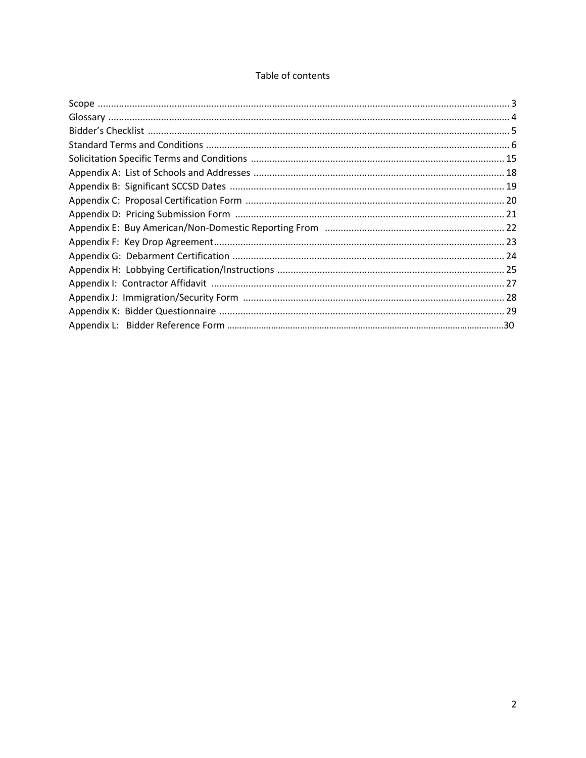# Table of contents

| | |
|---|---|
| Scope | 3 |
| Glossary | 4 |
| Bidder's Checklist | 5 |
| Standard Terms and Conditions | 6 |
| Solicitation Specific Terms and Conditions | 15 |
| Appendix A: List of Schools and Addresses | 18 |
| Appendix B: Significant SCCSD Dates | 19 |
| Appendix C: Proposal Certification Form | 20 |
| Appendix D: Pricing Submission Form | 21 |
| Appendix E: Buy American/Non-Domestic Reporting From | 22 |
| Appendix F: Key Drop Agreement | 23 |
| Appendix G: Debarment Certification | 24 |
| Appendix H: Lobbying Certification/Instructions | 25 |
| Appendix I: Contractor Affidavit | 27 |
| Appendix J: Immigration/Security Form | 28 |
| Appendix K: Bidder Questionnaire | 29 |
| Appendix L: Bidder Reference Form | 30 |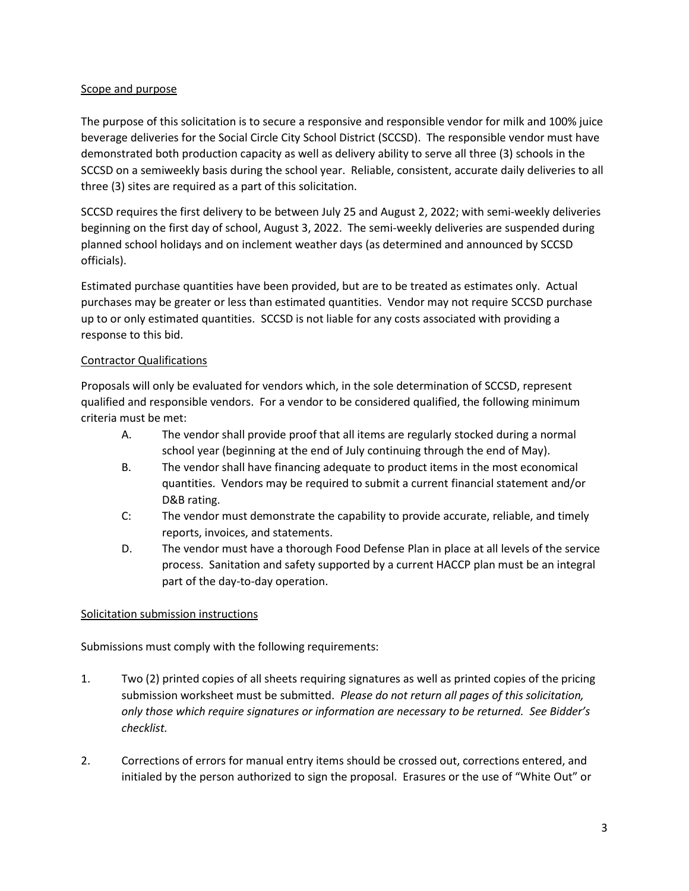## Scope and purpose

The purpose of this solicitation is to secure a responsive and responsible vendor for milk and 100% juice beverage deliveries for the Social Circle City School District (SCCSD). The responsible vendor must have demonstrated both production capacity as well as delivery ability to serve all three (3) schools in the SCCSD on a semiweekly basis during the school year. Reliable, consistent, accurate daily deliveries to all three (3) sites are required as a part of this solicitation.

SCCSD requires the first delivery to be between July 25 and August 2, 2022; with semi-weekly deliveries beginning on the first day of school, August 3, 2022. The semi-weekly deliveries are suspended during planned school holidays and on inclement weather days (as determined and announced by SCCSD officials).

Estimated purchase quantities have been provided, but are to be treated as estimates only. Actual purchases may be greater or less than estimated quantities. Vendor may not require SCCSD purchase up to or only estimated quantities. SCCSD is not liable for any costs associated with providing a response to this bid.

## Contractor Qualifications

Proposals will only be evaluated for vendors which, in the sole determination of SCCSD, represent qualified and responsible vendors. For a vendor to be considered qualified, the following minimum criteria must be met:

A. The vendor shall provide proof that all items are regularly stocked during a normal school year (beginning at the end of July continuing through the end of May).

B. The vendor shall have financing adequate to product items in the most economical quantities. Vendors may be required to submit a current financial statement and/or D&B rating.

C: The vendor must demonstrate the capability to provide accurate, reliable, and timely reports, invoices, and statements.

D. The vendor must have a thorough Food Defense Plan in place at all levels of the service process. Sanitation and safety supported by a current HACCP plan must be an integral part of the day-to-day operation.

## Solicitation submission instructions

Submissions must comply with the following requirements:

1. Two (2) printed copies of all sheets requiring signatures as well as printed copies of the pricing submission worksheet must be submitted. *Please do not return all pages of this solicitation, only those which require signatures or information are necessary to be returned. See Bidder's checklist.*

2. Corrections of errors for manual entry items should be crossed out, corrections entered, and initialed by the person authorized to sign the proposal. Erasures or the use of "White Out" or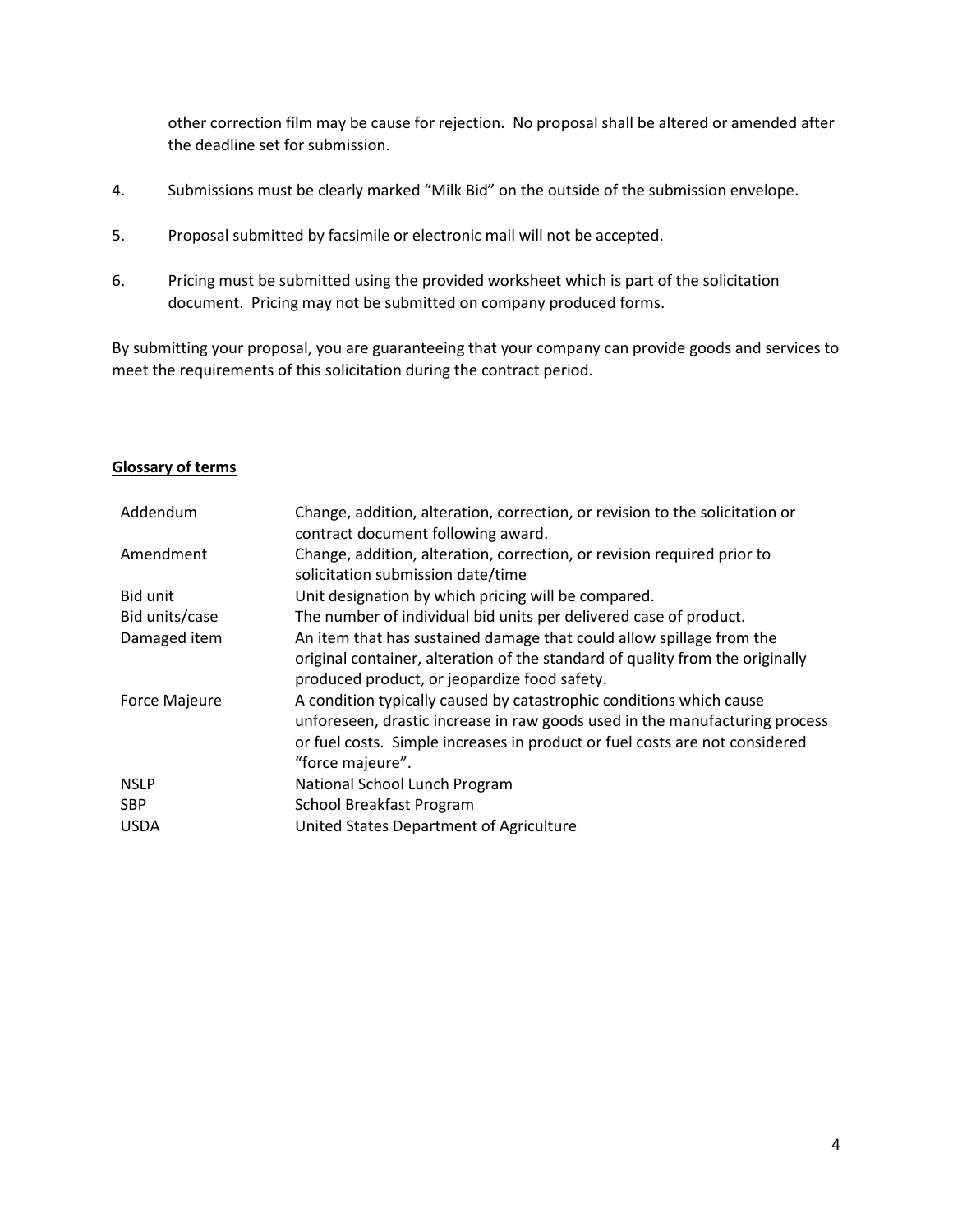other correction film may be cause for rejection. No proposal shall be altered or amended after the deadline set for submission.

4. Submissions must be clearly marked “Milk Bid” on the outside of the submission envelope.

5. Proposal submitted by facsimile or electronic mail will not be accepted.

6. Pricing must be submitted using the provided worksheet which is part of the solicitation document. Pricing may not be submitted on company produced forms.

By submitting your proposal, you are guaranteeing that your company can provide goods and services to meet the requirements of this solicitation during the contract period.

**Glossary of terms**

| | |
|---|---|
| Addendum | Change, addition, alteration, correction, or revision to the solicitation or contract document following award. |
| Amendment | Change, addition, alteration, correction, or revision required prior to solicitation submission date/time |
| Bid unit | Unit designation by which pricing will be compared. |
| Bid units/case | The number of individual bid units per delivered case of product. |
| Damaged item | An item that has sustained damage that could allow spillage from the original container, alteration of the standard of quality from the originally produced product, or jeopardize food safety. |
| Force Majeure | A condition typically caused by catastrophic conditions which cause unforeseen, drastic increase in raw goods used in the manufacturing process or fuel costs. Simple increases in product or fuel costs are not considered “force majeure”. |
| NSLP | National School Lunch Program |
| SBP | School Breakfast Program |
| USDA | United States Department of Agriculture |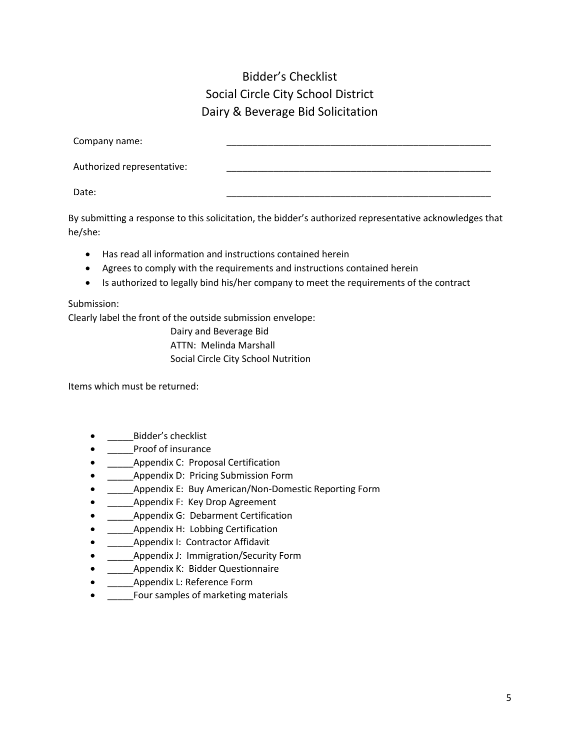# Bidder's Checklist
# Social Circle City School District
# Dairy & Beverage Bid Solicitation

Company name: _____________________________________________________

Authorized representative: _____________________________________________________

Date: _____________________________________________________

By submitting a response to this solicitation, the bidder's authorized representative acknowledges that he/she:

- Has read all information and instructions contained herein
- Agrees to comply with the requirements and instructions contained herein
- Is authorized to legally bind his/her company to meet the requirements of the contract

Submission:
Clearly label the front of the outside submission envelope:

Dairy and Beverage Bid
ATTN: Melinda Marshall
Social Circle City School Nutrition

Items which must be returned:

- _____Bidder's checklist
- _____Proof of insurance
- _____Appendix C: Proposal Certification
- _____Appendix D: Pricing Submission Form
- _____Appendix E: Buy American/Non-Domestic Reporting Form
- _____Appendix F: Key Drop Agreement
- _____Appendix G: Debarment Certification
- _____Appendix H: Lobbing Certification
- _____Appendix I: Contractor Affidavit
- _____Appendix J: Immigration/Security Form
- _____Appendix K: Bidder Questionnaire
- _____Appendix L: Reference Form
- _____Four samples of marketing materials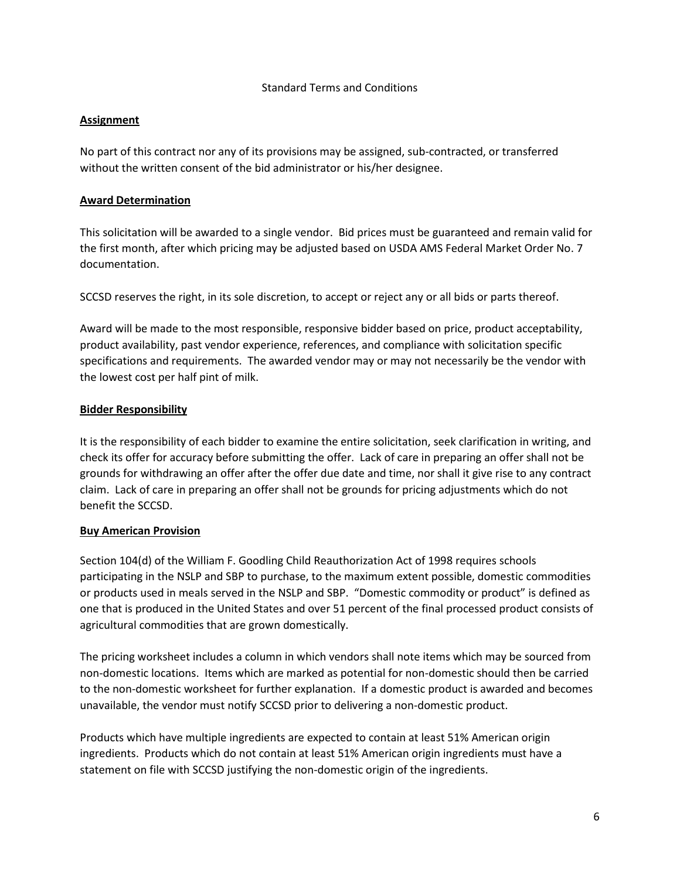Standard Terms and Conditions

**Assignment**

No part of this contract nor any of its provisions may be assigned, sub-contracted, or transferred without the written consent of the bid administrator or his/her designee.

**Award Determination**

This solicitation will be awarded to a single vendor. Bid prices must be guaranteed and remain valid for the first month, after which pricing may be adjusted based on USDA AMS Federal Market Order No. 7 documentation.

SCCSD reserves the right, in its sole discretion, to accept or reject any or all bids or parts thereof.

Award will be made to the most responsible, responsive bidder based on price, product acceptability, product availability, past vendor experience, references, and compliance with solicitation specific specifications and requirements. The awarded vendor may or may not necessarily be the vendor with the lowest cost per half pint of milk.

**Bidder Responsibility**

It is the responsibility of each bidder to examine the entire solicitation, seek clarification in writing, and check its offer for accuracy before submitting the offer. Lack of care in preparing an offer shall not be grounds for withdrawing an offer after the offer due date and time, nor shall it give rise to any contract claim. Lack of care in preparing an offer shall not be grounds for pricing adjustments which do not benefit the SCCSD.

**Buy American Provision**

Section 104(d) of the William F. Goodling Child Reauthorization Act of 1998 requires schools participating in the NSLP and SBP to purchase, to the maximum extent possible, domestic commodities or products used in meals served in the NSLP and SBP. "Domestic commodity or product" is defined as one that is produced in the United States and over 51 percent of the final processed product consists of agricultural commodities that are grown domestically.

The pricing worksheet includes a column in which vendors shall note items which may be sourced from non-domestic locations. Items which are marked as potential for non-domestic should then be carried to the non-domestic worksheet for further explanation. If a domestic product is awarded and becomes unavailable, the vendor must notify SCCSD prior to delivering a non-domestic product.

Products which have multiple ingredients are expected to contain at least 51% American origin ingredients. Products which do not contain at least 51% American origin ingredients must have a statement on file with SCCSD justifying the non-domestic origin of the ingredients.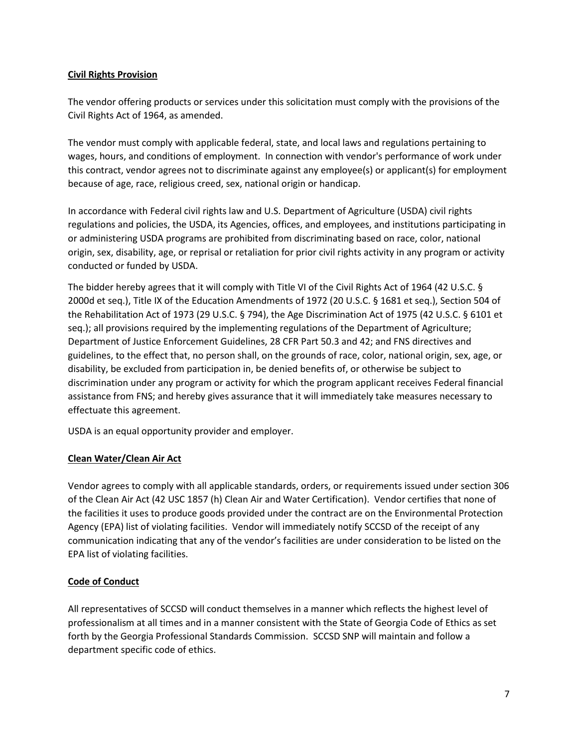**Civil Rights Provision**

The vendor offering products or services under this solicitation must comply with the provisions of the Civil Rights Act of 1964, as amended.

The vendor must comply with applicable federal, state, and local laws and regulations pertaining to wages, hours, and conditions of employment. In connection with vendor's performance of work under this contract, vendor agrees not to discriminate against any employee(s) or applicant(s) for employment because of age, race, religious creed, sex, national origin or handicap.

In accordance with Federal civil rights law and U.S. Department of Agriculture (USDA) civil rights regulations and policies, the USDA, its Agencies, offices, and employees, and institutions participating in or administering USDA programs are prohibited from discriminating based on race, color, national origin, sex, disability, age, or reprisal or retaliation for prior civil rights activity in any program or activity conducted or funded by USDA.

The bidder hereby agrees that it will comply with Title VI of the Civil Rights Act of 1964 (42 U.S.C. § 2000d et seq.), Title IX of the Education Amendments of 1972 (20 U.S.C. § 1681 et seq.), Section 504 of the Rehabilitation Act of 1973 (29 U.S.C. § 794), the Age Discrimination Act of 1975 (42 U.S.C. § 6101 et seq.); all provisions required by the implementing regulations of the Department of Agriculture; Department of Justice Enforcement Guidelines, 28 CFR Part 50.3 and 42; and FNS directives and guidelines, to the effect that, no person shall, on the grounds of race, color, national origin, sex, age, or disability, be excluded from participation in, be denied benefits of, or otherwise be subject to discrimination under any program or activity for which the program applicant receives Federal financial assistance from FNS; and hereby gives assurance that it will immediately take measures necessary to effectuate this agreement.

USDA is an equal opportunity provider and employer.

**Clean Water/Clean Air Act**

Vendor agrees to comply with all applicable standards, orders, or requirements issued under section 306 of the Clean Air Act (42 USC 1857 (h) Clean Air and Water Certification). Vendor certifies that none of the facilities it uses to produce goods provided under the contract are on the Environmental Protection Agency (EPA) list of violating facilities. Vendor will immediately notify SCCSD of the receipt of any communication indicating that any of the vendor's facilities are under consideration to be listed on the EPA list of violating facilities.

**Code of Conduct**

All representatives of SCCSD will conduct themselves in a manner which reflects the highest level of professionalism at all times and in a manner consistent with the State of Georgia Code of Ethics as set forth by the Georgia Professional Standards Commission. SCCSD SNP will maintain and follow a department specific code of ethics.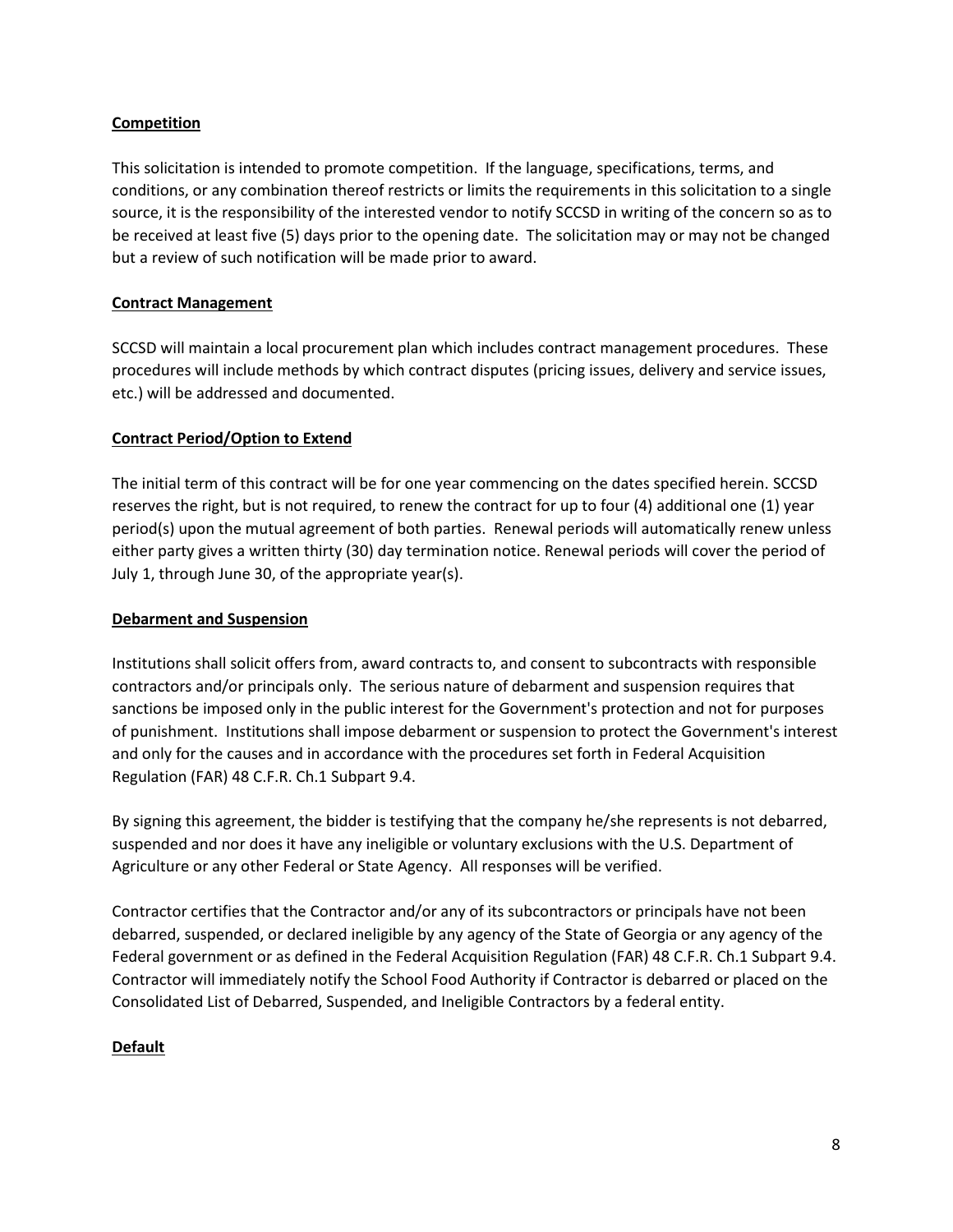**Competition**

This solicitation is intended to promote competition. If the language, specifications, terms, and conditions, or any combination thereof restricts or limits the requirements in this solicitation to a single source, it is the responsibility of the interested vendor to notify SCCSD in writing of the concern so as to be received at least five (5) days prior to the opening date. The solicitation may or may not be changed but a review of such notification will be made prior to award.

**Contract Management**

SCCSD will maintain a local procurement plan which includes contract management procedures. These procedures will include methods by which contract disputes (pricing issues, delivery and service issues, etc.) will be addressed and documented.

**Contract Period/Option to Extend**

The initial term of this contract will be for one year commencing on the dates specified herein. SCCSD reserves the right, but is not required, to renew the contract for up to four (4) additional one (1) year period(s) upon the mutual agreement of both parties. Renewal periods will automatically renew unless either party gives a written thirty (30) day termination notice. Renewal periods will cover the period of July 1, through June 30, of the appropriate year(s).

**Debarment and Suspension**

Institutions shall solicit offers from, award contracts to, and consent to subcontracts with responsible contractors and/or principals only. The serious nature of debarment and suspension requires that sanctions be imposed only in the public interest for the Government's protection and not for purposes of punishment. Institutions shall impose debarment or suspension to protect the Government's interest and only for the causes and in accordance with the procedures set forth in Federal Acquisition Regulation (FAR) 48 C.F.R. Ch.1 Subpart 9.4.

By signing this agreement, the bidder is testifying that the company he/she represents is not debarred, suspended and nor does it have any ineligible or voluntary exclusions with the U.S. Department of Agriculture or any other Federal or State Agency. All responses will be verified.

Contractor certifies that the Contractor and/or any of its subcontractors or principals have not been debarred, suspended, or declared ineligible by any agency of the State of Georgia or any agency of the Federal government or as defined in the Federal Acquisition Regulation (FAR) 48 C.F.R. Ch.1 Subpart 9.4. Contractor will immediately notify the School Food Authority if Contractor is debarred or placed on the Consolidated List of Debarred, Suspended, and Ineligible Contractors by a federal entity.

**Default**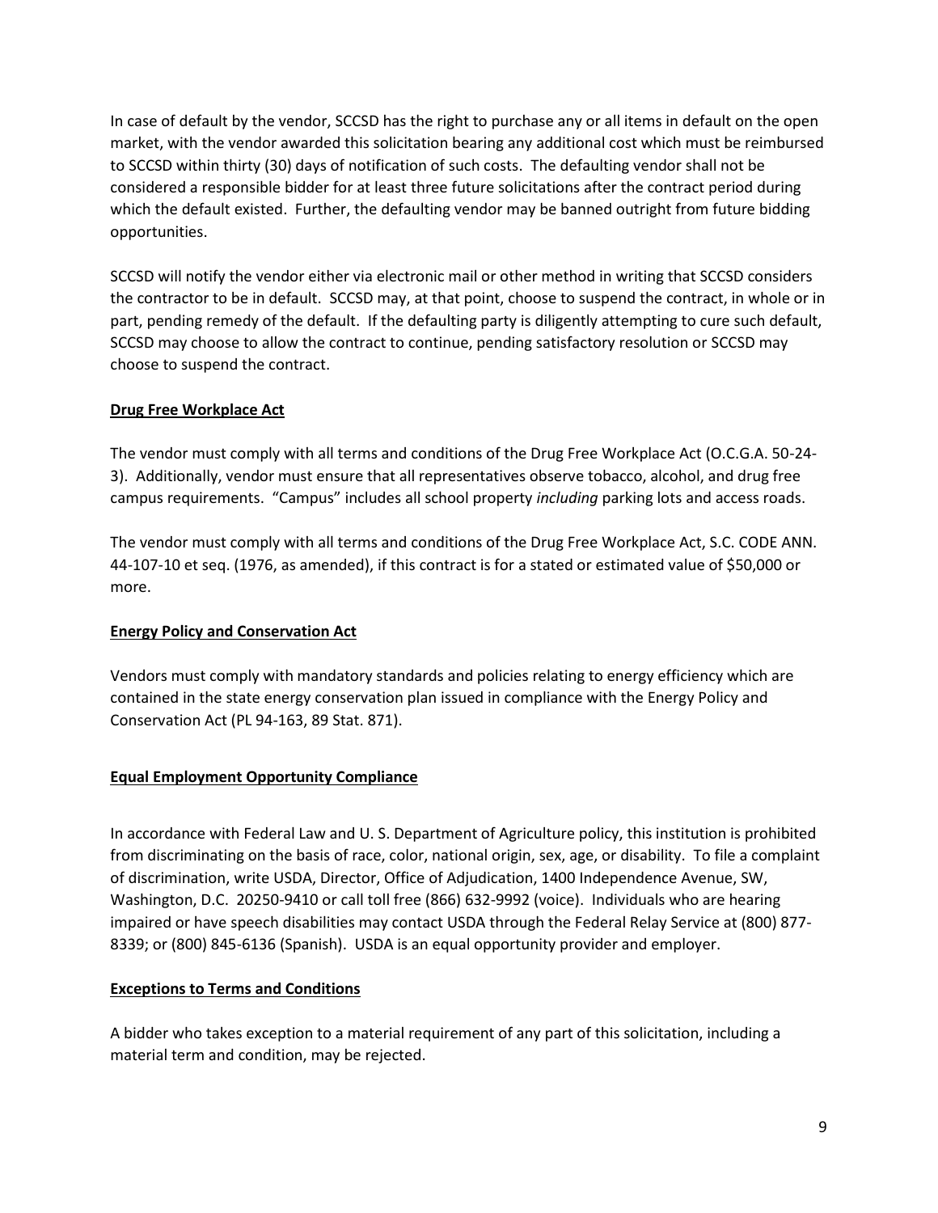In case of default by the vendor, SCCSD has the right to purchase any or all items in default on the open market, with the vendor awarded this solicitation bearing any additional cost which must be reimbursed to SCCSD within thirty (30) days of notification of such costs. The defaulting vendor shall not be considered a responsible bidder for at least three future solicitations after the contract period during which the default existed. Further, the defaulting vendor may be banned outright from future bidding opportunities.

SCCSD will notify the vendor either via electronic mail or other method in writing that SCCSD considers the contractor to be in default. SCCSD may, at that point, choose to suspend the contract, in whole or in part, pending remedy of the default. If the defaulting party is diligently attempting to cure such default, SCCSD may choose to allow the contract to continue, pending satisfactory resolution or SCCSD may choose to suspend the contract.

**Drug Free Workplace Act**

The vendor must comply with all terms and conditions of the Drug Free Workplace Act (O.C.G.A. 50-24-3). Additionally, vendor must ensure that all representatives observe tobacco, alcohol, and drug free campus requirements. "Campus" includes all school property *including* parking lots and access roads.

The vendor must comply with all terms and conditions of the Drug Free Workplace Act, S.C. CODE ANN. 44-107-10 et seq. (1976, as amended), if this contract is for a stated or estimated value of $50,000 or more.

**Energy Policy and Conservation Act**

Vendors must comply with mandatory standards and policies relating to energy efficiency which are contained in the state energy conservation plan issued in compliance with the Energy Policy and Conservation Act (PL 94-163, 89 Stat. 871).

**Equal Employment Opportunity Compliance**

In accordance with Federal Law and U. S. Department of Agriculture policy, this institution is prohibited from discriminating on the basis of race, color, national origin, sex, age, or disability. To file a complaint of discrimination, write USDA, Director, Office of Adjudication, 1400 Independence Avenue, SW, Washington, D.C. 20250-9410 or call toll free (866) 632-9992 (voice). Individuals who are hearing impaired or have speech disabilities may contact USDA through the Federal Relay Service at (800) 877-8339; or (800) 845-6136 (Spanish). USDA is an equal opportunity provider and employer.

**Exceptions to Terms and Conditions**

A bidder who takes exception to a material requirement of any part of this solicitation, including a material term and condition, may be rejected.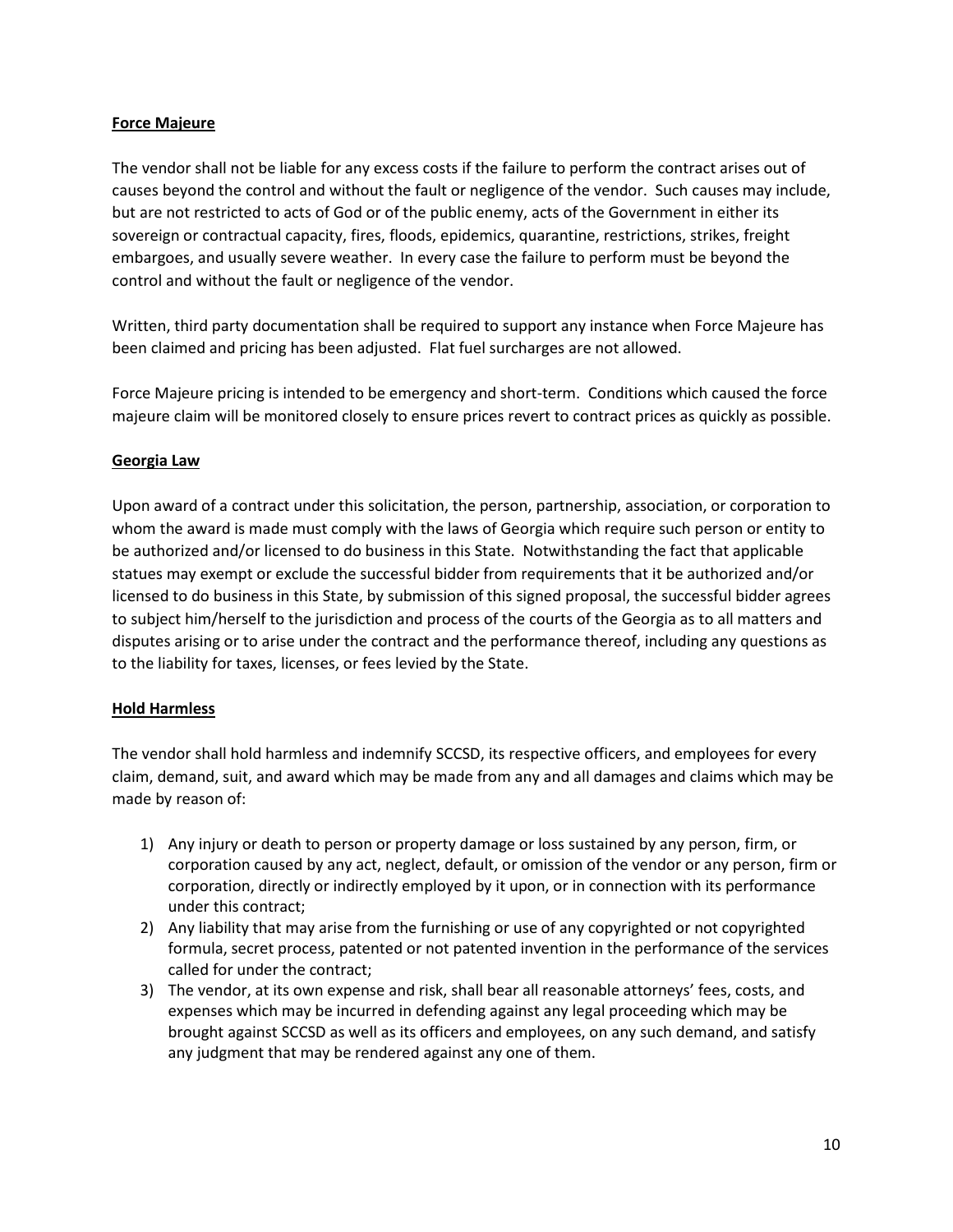**Force Majeure**

The vendor shall not be liable for any excess costs if the failure to perform the contract arises out of causes beyond the control and without the fault or negligence of the vendor. Such causes may include, but are not restricted to acts of God or of the public enemy, acts of the Government in either its sovereign or contractual capacity, fires, floods, epidemics, quarantine, restrictions, strikes, freight embargoes, and usually severe weather. In every case the failure to perform must be beyond the control and without the fault or negligence of the vendor.

Written, third party documentation shall be required to support any instance when Force Majeure has been claimed and pricing has been adjusted. Flat fuel surcharges are not allowed.

Force Majeure pricing is intended to be emergency and short-term. Conditions which caused the force majeure claim will be monitored closely to ensure prices revert to contract prices as quickly as possible.

**Georgia Law**

Upon award of a contract under this solicitation, the person, partnership, association, or corporation to whom the award is made must comply with the laws of Georgia which require such person or entity to be authorized and/or licensed to do business in this State. Notwithstanding the fact that applicable statues may exempt or exclude the successful bidder from requirements that it be authorized and/or licensed to do business in this State, by submission of this signed proposal, the successful bidder agrees to subject him/herself to the jurisdiction and process of the courts of the Georgia as to all matters and disputes arising or to arise under the contract and the performance thereof, including any questions as to the liability for taxes, licenses, or fees levied by the State.

**Hold Harmless**

The vendor shall hold harmless and indemnify SCCSD, its respective officers, and employees for every claim, demand, suit, and award which may be made from any and all damages and claims which may be made by reason of:

1) Any injury or death to person or property damage or loss sustained by any person, firm, or corporation caused by any act, neglect, default, or omission of the vendor or any person, firm or corporation, directly or indirectly employed by it upon, or in connection with its performance under this contract;
2) Any liability that may arise from the furnishing or use of any copyrighted or not copyrighted formula, secret process, patented or not patented invention in the performance of the services called for under the contract;
3) The vendor, at its own expense and risk, shall bear all reasonable attorneys' fees, costs, and expenses which may be incurred in defending against any legal proceeding which may be brought against SCCSD as well as its officers and employees, on any such demand, and satisfy any judgment that may be rendered against any one of them.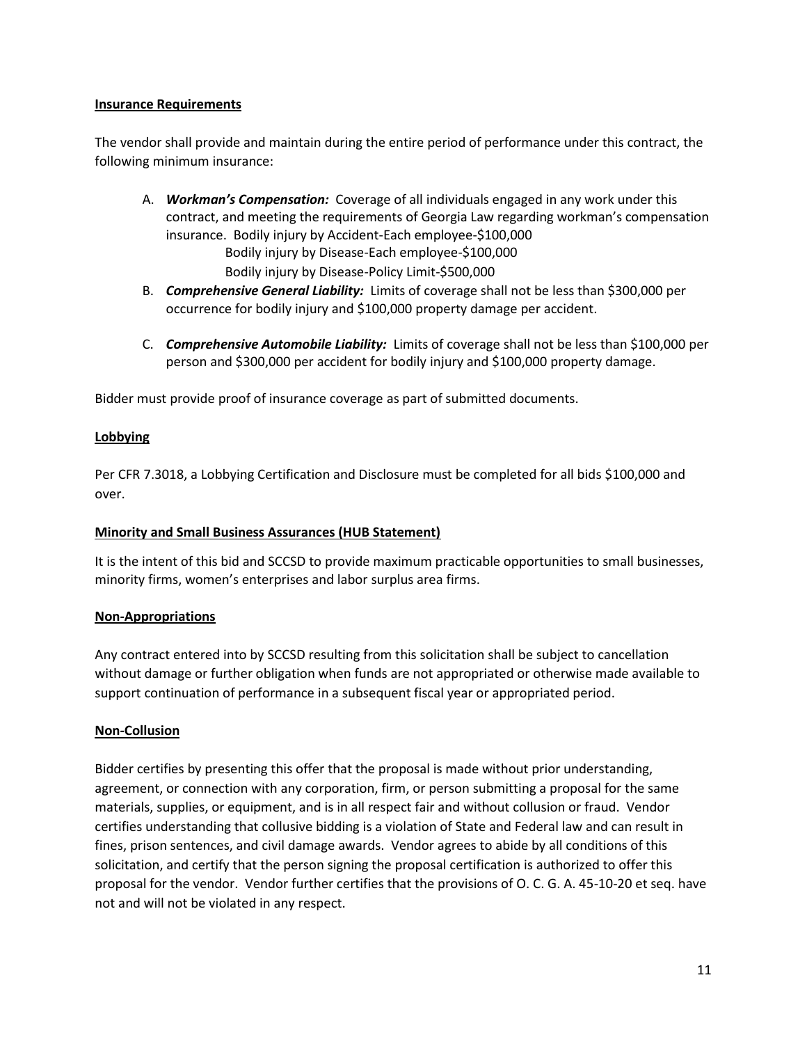**Insurance Requirements**

The vendor shall provide and maintain during the entire period of performance under this contract, the following minimum insurance:

A. ***Workman's Compensation:*** Coverage of all individuals engaged in any work under this contract, and meeting the requirements of Georgia Law regarding workman's compensation insurance. Bodily injury by Accident-Each employee-$100,000
   Bodily injury by Disease-Each employee-$100,000
   Bodily injury by Disease-Policy Limit-$500,000
B. ***Comprehensive General Liability:*** Limits of coverage shall not be less than $300,000 per occurrence for bodily injury and $100,000 property damage per accident.
C. ***Comprehensive Automobile Liability:*** Limits of coverage shall not be less than $100,000 per person and $300,000 per accident for bodily injury and $100,000 property damage.

Bidder must provide proof of insurance coverage as part of submitted documents.

**Lobbying**

Per CFR 7.3018, a Lobbying Certification and Disclosure must be completed for all bids $100,000 and over.

**Minority and Small Business Assurances (HUB Statement)**

It is the intent of this bid and SCCSD to provide maximum practicable opportunities to small businesses, minority firms, women's enterprises and labor surplus area firms.

**Non-Appropriations**

Any contract entered into by SCCSD resulting from this solicitation shall be subject to cancellation without damage or further obligation when funds are not appropriated or otherwise made available to support continuation of performance in a subsequent fiscal year or appropriated period.

**Non-Collusion**

Bidder certifies by presenting this offer that the proposal is made without prior understanding, agreement, or connection with any corporation, firm, or person submitting a proposal for the same materials, supplies, or equipment, and is in all respect fair and without collusion or fraud. Vendor certifies understanding that collusive bidding is a violation of State and Federal law and can result in fines, prison sentences, and civil damage awards. Vendor agrees to abide by all conditions of this solicitation, and certify that the person signing the proposal certification is authorized to offer this proposal for the vendor. Vendor further certifies that the provisions of O. C. G. A. 45-10-20 et seq. have not and will not be violated in any respect.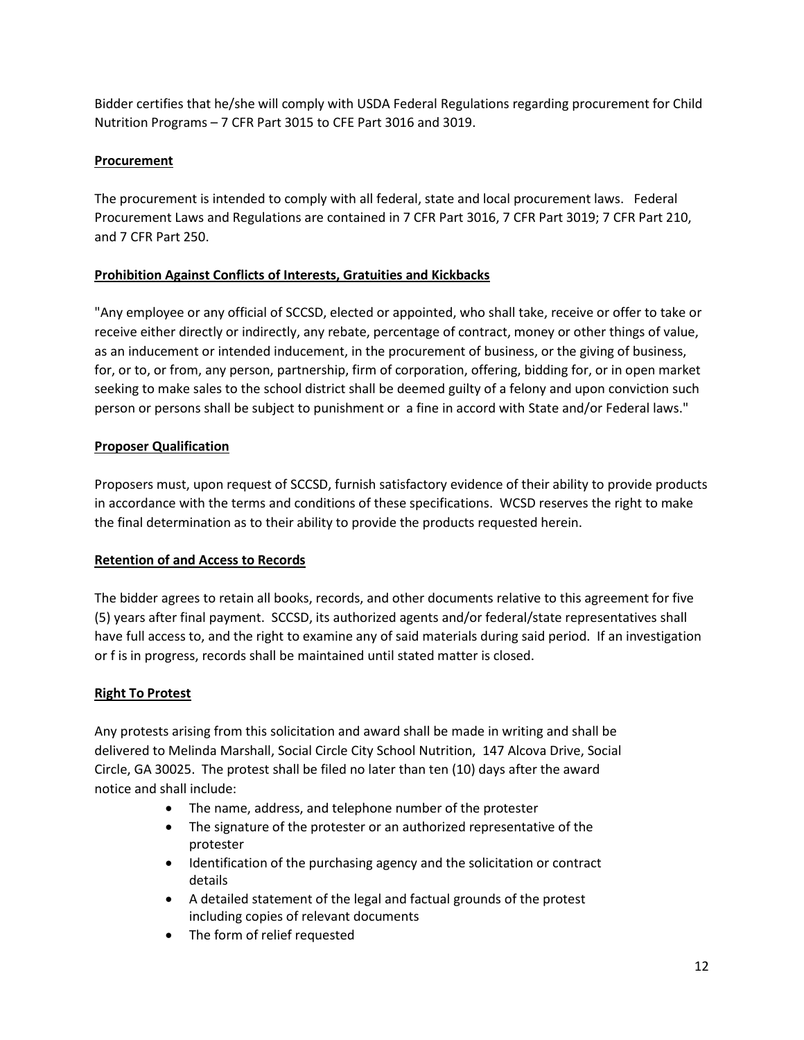Bidder certifies that he/she will comply with USDA Federal Regulations regarding procurement for Child Nutrition Programs – 7 CFR Part 3015 to CFE Part 3016 and 3019.

**Procurement**

The procurement is intended to comply with all federal, state and local procurement laws. Federal Procurement Laws and Regulations are contained in 7 CFR Part 3016, 7 CFR Part 3019; 7 CFR Part 210, and 7 CFR Part 250.

**Prohibition Against Conflicts of Interests, Gratuities and Kickbacks**

"Any employee or any official of SCCSD, elected or appointed, who shall take, receive or offer to take or receive either directly or indirectly, any rebate, percentage of contract, money or other things of value, as an inducement or intended inducement, in the procurement of business, or the giving of business, for, or to, or from, any person, partnership, firm of corporation, offering, bidding for, or in open market seeking to make sales to the school district shall be deemed guilty of a felony and upon conviction such person or persons shall be subject to punishment or a fine in accord with State and/or Federal laws."

**Proposer Qualification**

Proposers must, upon request of SCCSD, furnish satisfactory evidence of their ability to provide products in accordance with the terms and conditions of these specifications. WCSD reserves the right to make the final determination as to their ability to provide the products requested herein.

**Retention of and Access to Records**

The bidder agrees to retain all books, records, and other documents relative to this agreement for five (5) years after final payment. SCCSD, its authorized agents and/or federal/state representatives shall have full access to, and the right to examine any of said materials during said period. If an investigation or f is in progress, records shall be maintained until stated matter is closed.

**Right To Protest**

Any protests arising from this solicitation and award shall be made in writing and shall be delivered to Melinda Marshall, Social Circle City School Nutrition, 147 Alcova Drive, Social Circle, GA 30025. The protest shall be filed no later than ten (10) days after the award notice and shall include:

- The name, address, and telephone number of the protester
- The signature of the protester or an authorized representative of the protester
- Identification of the purchasing agency and the solicitation or contract details
- A detailed statement of the legal and factual grounds of the protest including copies of relevant documents
- The form of relief requested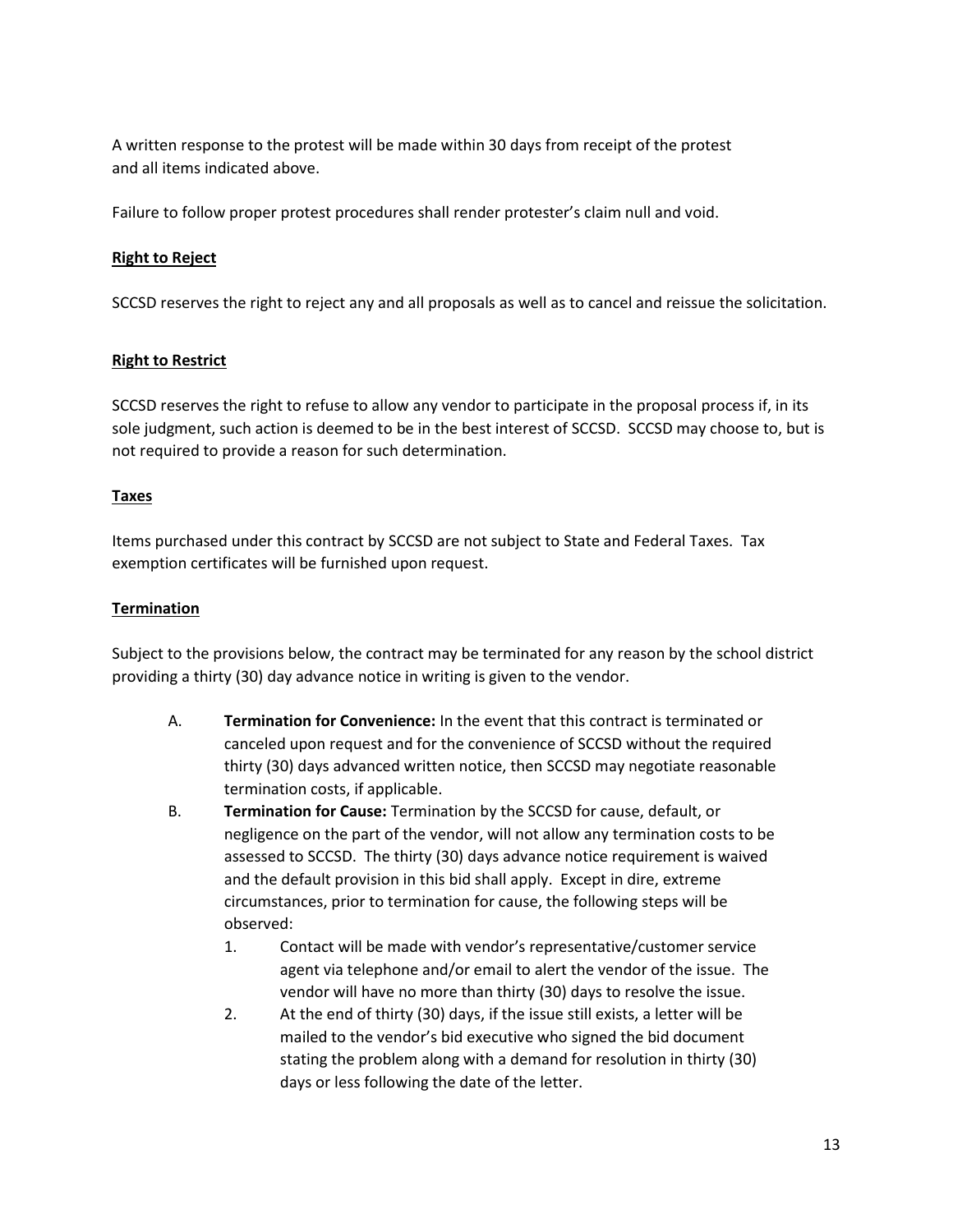A written response to the protest will be made within 30 days from receipt of the protest and all items indicated above.

Failure to follow proper protest procedures shall render protester's claim null and void.

**Right to Reject**

SCCSD reserves the right to reject any and all proposals as well as to cancel and reissue the solicitation.

**Right to Restrict**

SCCSD reserves the right to refuse to allow any vendor to participate in the proposal process if, in its sole judgment, such action is deemed to be in the best interest of SCCSD. SCCSD may choose to, but is not required to provide a reason for such determination.

**Taxes**

Items purchased under this contract by SCCSD are not subject to State and Federal Taxes. Tax exemption certificates will be furnished upon request.

**Termination**

Subject to the provisions below, the contract may be terminated for any reason by the school district providing a thirty (30) day advance notice in writing is given to the vendor.

A. **Termination for Convenience:** In the event that this contract is terminated or canceled upon request and for the convenience of SCCSD without the required thirty (30) days advanced written notice, then SCCSD may negotiate reasonable termination costs, if applicable.

B. **Termination for Cause:** Termination by the SCCSD for cause, default, or negligence on the part of the vendor, will not allow any termination costs to be assessed to SCCSD. The thirty (30) days advance notice requirement is waived and the default provision in this bid shall apply. Except in dire, extreme circumstances, prior to termination for cause, the following steps will be observed:

   1. Contact will be made with vendor's representative/customer service agent via telephone and/or email to alert the vendor of the issue. The vendor will have no more than thirty (30) days to resolve the issue.
   2. At the end of thirty (30) days, if the issue still exists, a letter will be mailed to the vendor's bid executive who signed the bid document stating the problem along with a demand for resolution in thirty (30) days or less following the date of the letter.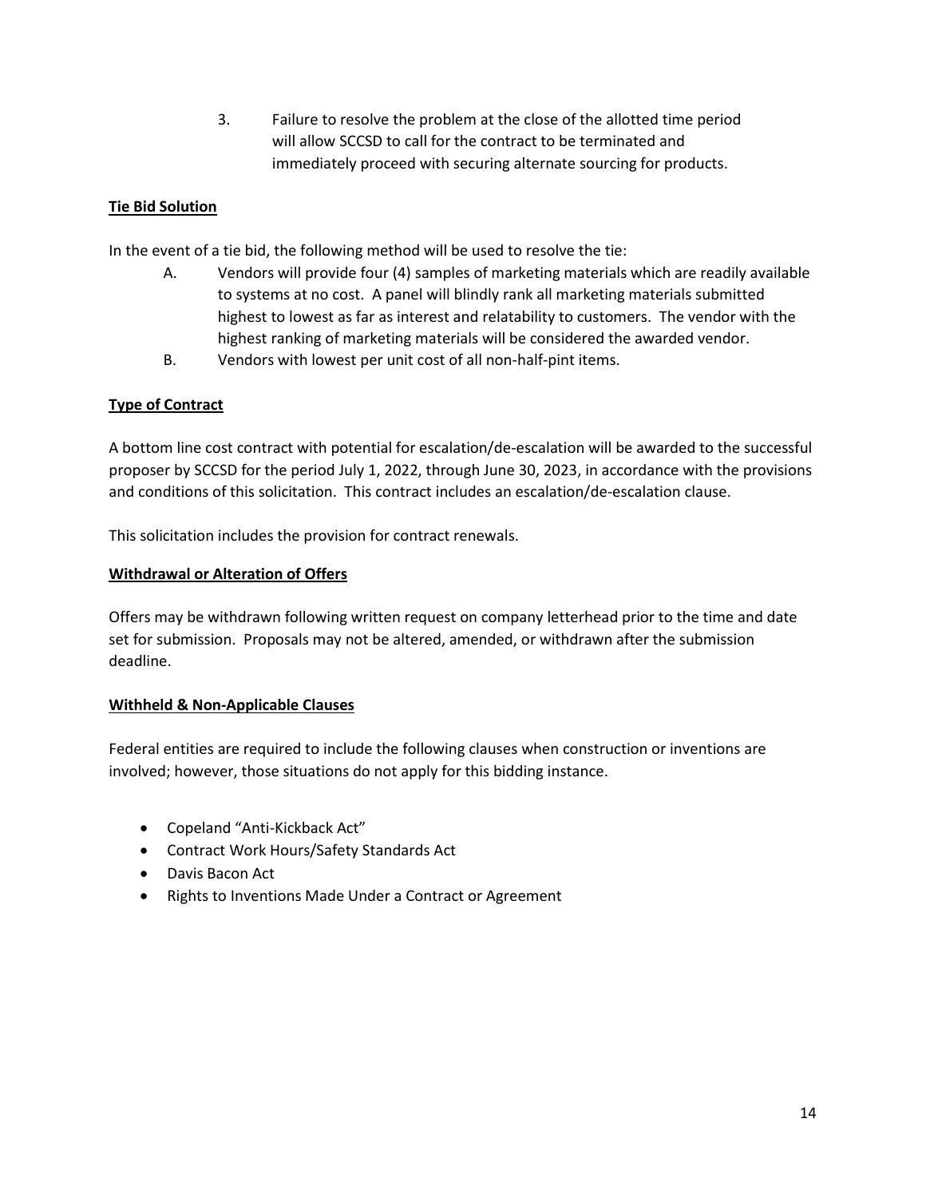3. Failure to resolve the problem at the close of the allotted time period will allow SCCSD to call for the contract to be terminated and immediately proceed with securing alternate sourcing for products.

**Tie Bid Solution**

In the event of a tie bid, the following method will be used to resolve the tie:

A. Vendors will provide four (4) samples of marketing materials which are readily available to systems at no cost. A panel will blindly rank all marketing materials submitted highest to lowest as far as interest and relatability to customers. The vendor with the highest ranking of marketing materials will be considered the awarded vendor.

B. Vendors with lowest per unit cost of all non-half-pint items.

**Type of Contract**

A bottom line cost contract with potential for escalation/de-escalation will be awarded to the successful proposer by SCCSD for the period July 1, 2022, through June 30, 2023, in accordance with the provisions and conditions of this solicitation. This contract includes an escalation/de-escalation clause.

This solicitation includes the provision for contract renewals.

**Withdrawal or Alteration of Offers**

Offers may be withdrawn following written request on company letterhead prior to the time and date set for submission. Proposals may not be altered, amended, or withdrawn after the submission deadline.

**Withheld & Non-Applicable Clauses**

Federal entities are required to include the following clauses when construction or inventions are involved; however, those situations do not apply for this bidding instance.

- Copeland "Anti-Kickback Act"
- Contract Work Hours/Safety Standards Act
- Davis Bacon Act
- Rights to Inventions Made Under a Contract or Agreement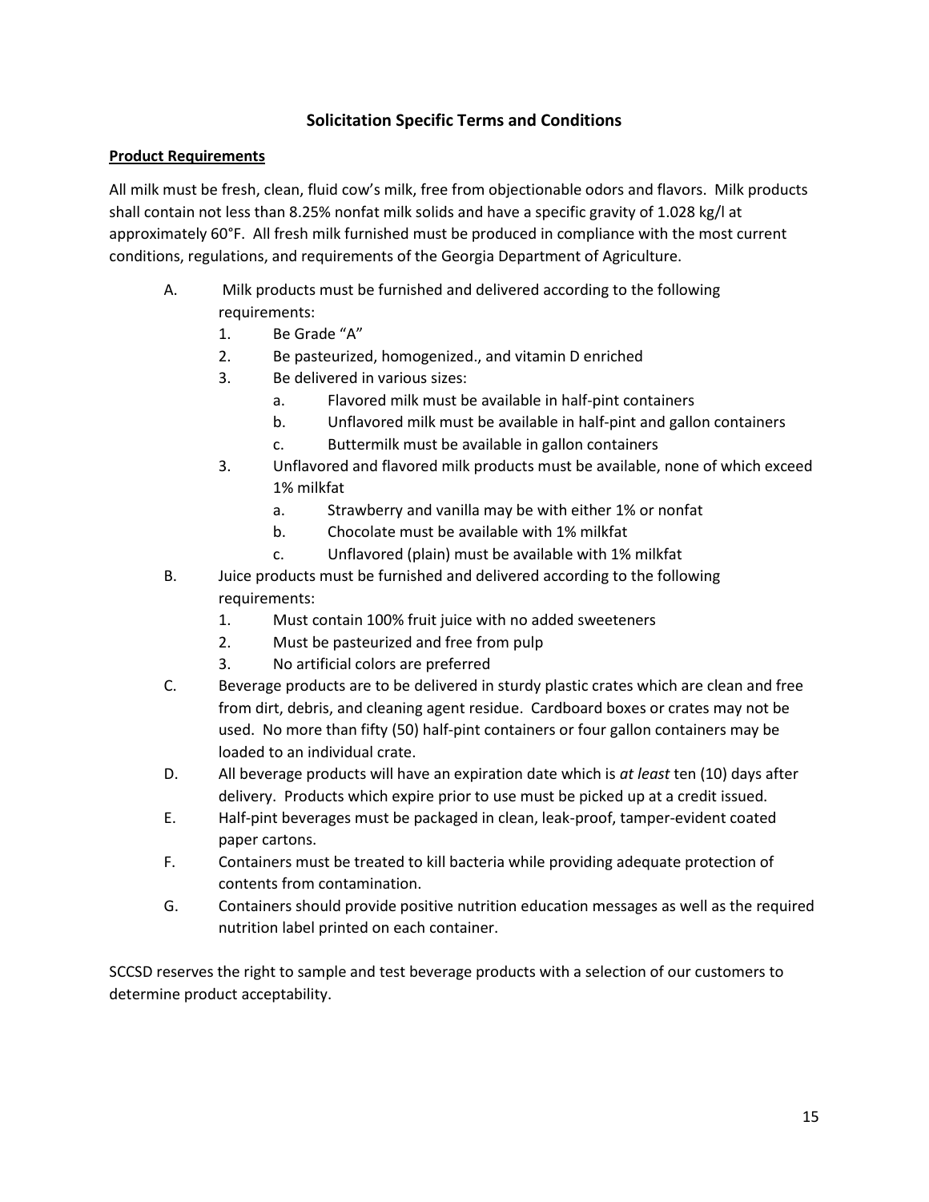## Solicitation Specific Terms and Conditions

**Product Requirements**

All milk must be fresh, clean, fluid cow's milk, free from objectionable odors and flavors. Milk products shall contain not less than 8.25% nonfat milk solids and have a specific gravity of 1.028 kg/l at approximately 60°F. All fresh milk furnished must be produced in compliance with the most current conditions, regulations, and requirements of the Georgia Department of Agriculture.

A. Milk products must be furnished and delivered according to the following requirements:
   1. Be Grade "A"
   2. Be pasteurized, homogenized., and vitamin D enriched
   3. Be delivered in various sizes:
      a. Flavored milk must be available in half-pint containers
      b. Unflavored milk must be available in half-pint and gallon containers
      c. Buttermilk must be available in gallon containers
   3. Unflavored and flavored milk products must be available, none of which exceed 1% milkfat
      a. Strawberry and vanilla may be with either 1% or nonfat
      b. Chocolate must be available with 1% milkfat
      c. Unflavored (plain) must be available with 1% milkfat

B. Juice products must be furnished and delivered according to the following requirements:
   1. Must contain 100% fruit juice with no added sweeteners
   2. Must be pasteurized and free from pulp
   3. No artificial colors are preferred

C. Beverage products are to be delivered in sturdy plastic crates which are clean and free from dirt, debris, and cleaning agent residue. Cardboard boxes or crates may not be used. No more than fifty (50) half-pint containers or four gallon containers may be loaded to an individual crate.

D. All beverage products will have an expiration date which is *at least* ten (10) days after delivery. Products which expire prior to use must be picked up at a credit issued.

E. Half-pint beverages must be packaged in clean, leak-proof, tamper-evident coated paper cartons.

F. Containers must be treated to kill bacteria while providing adequate protection of contents from contamination.

G. Containers should provide positive nutrition education messages as well as the required nutrition label printed on each container.

SCCSD reserves the right to sample and test beverage products with a selection of our customers to determine product acceptability.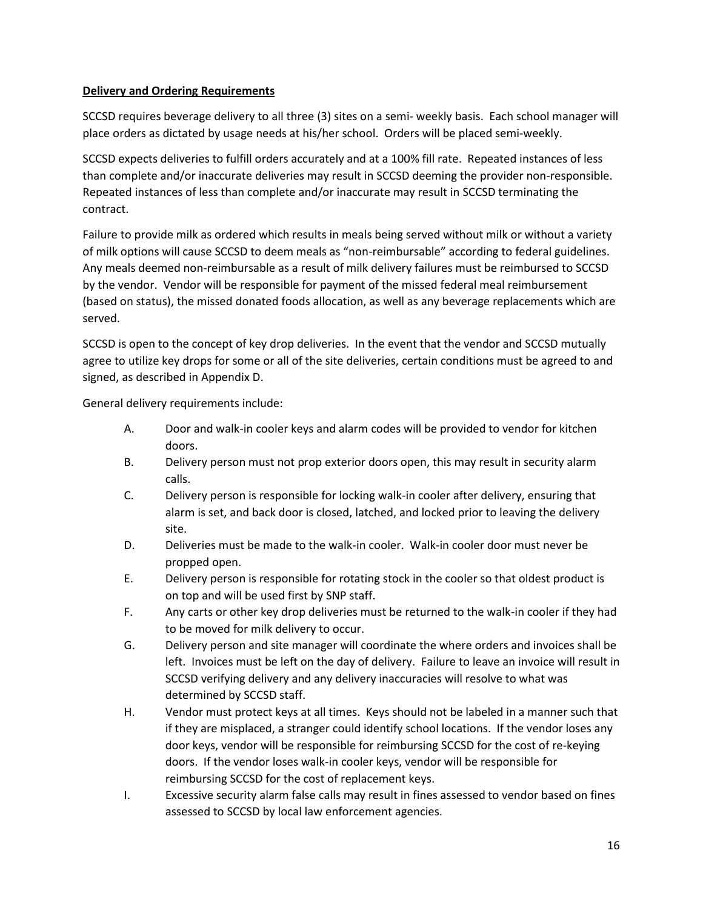**Delivery and Ordering Requirements**

SCCSD requires beverage delivery to all three (3) sites on a semi- weekly basis. Each school manager will place orders as dictated by usage needs at his/her school. Orders will be placed semi-weekly.

SCCSD expects deliveries to fulfill orders accurately and at a 100% fill rate. Repeated instances of less than complete and/or inaccurate deliveries may result in SCCSD deeming the provider non-responsible. Repeated instances of less than complete and/or inaccurate may result in SCCSD terminating the contract.

Failure to provide milk as ordered which results in meals being served without milk or without a variety of milk options will cause SCCSD to deem meals as "non-reimbursable" according to federal guidelines. Any meals deemed non-reimbursable as a result of milk delivery failures must be reimbursed to SCCSD by the vendor. Vendor will be responsible for payment of the missed federal meal reimbursement (based on status), the missed donated foods allocation, as well as any beverage replacements which are served.

SCCSD is open to the concept of key drop deliveries. In the event that the vendor and SCCSD mutually agree to utilize key drops for some or all of the site deliveries, certain conditions must be agreed to and signed, as described in Appendix D.

General delivery requirements include:

A. Door and walk-in cooler keys and alarm codes will be provided to vendor for kitchen doors.

B. Delivery person must not prop exterior doors open, this may result in security alarm calls.

C. Delivery person is responsible for locking walk-in cooler after delivery, ensuring that alarm is set, and back door is closed, latched, and locked prior to leaving the delivery site.

D. Deliveries must be made to the walk-in cooler. Walk-in cooler door must never be propped open.

E. Delivery person is responsible for rotating stock in the cooler so that oldest product is on top and will be used first by SNP staff.

F. Any carts or other key drop deliveries must be returned to the walk-in cooler if they had to be moved for milk delivery to occur.

G. Delivery person and site manager will coordinate the where orders and invoices shall be left. Invoices must be left on the day of delivery. Failure to leave an invoice will result in SCCSD verifying delivery and any delivery inaccuracies will resolve to what was determined by SCCSD staff.

H. Vendor must protect keys at all times. Keys should not be labeled in a manner such that if they are misplaced, a stranger could identify school locations. If the vendor loses any door keys, vendor will be responsible for reimbursing SCCSD for the cost of re-keying doors. If the vendor loses walk-in cooler keys, vendor will be responsible for reimbursing SCCSD for the cost of replacement keys.

I. Excessive security alarm false calls may result in fines assessed to vendor based on fines assessed to SCCSD by local law enforcement agencies.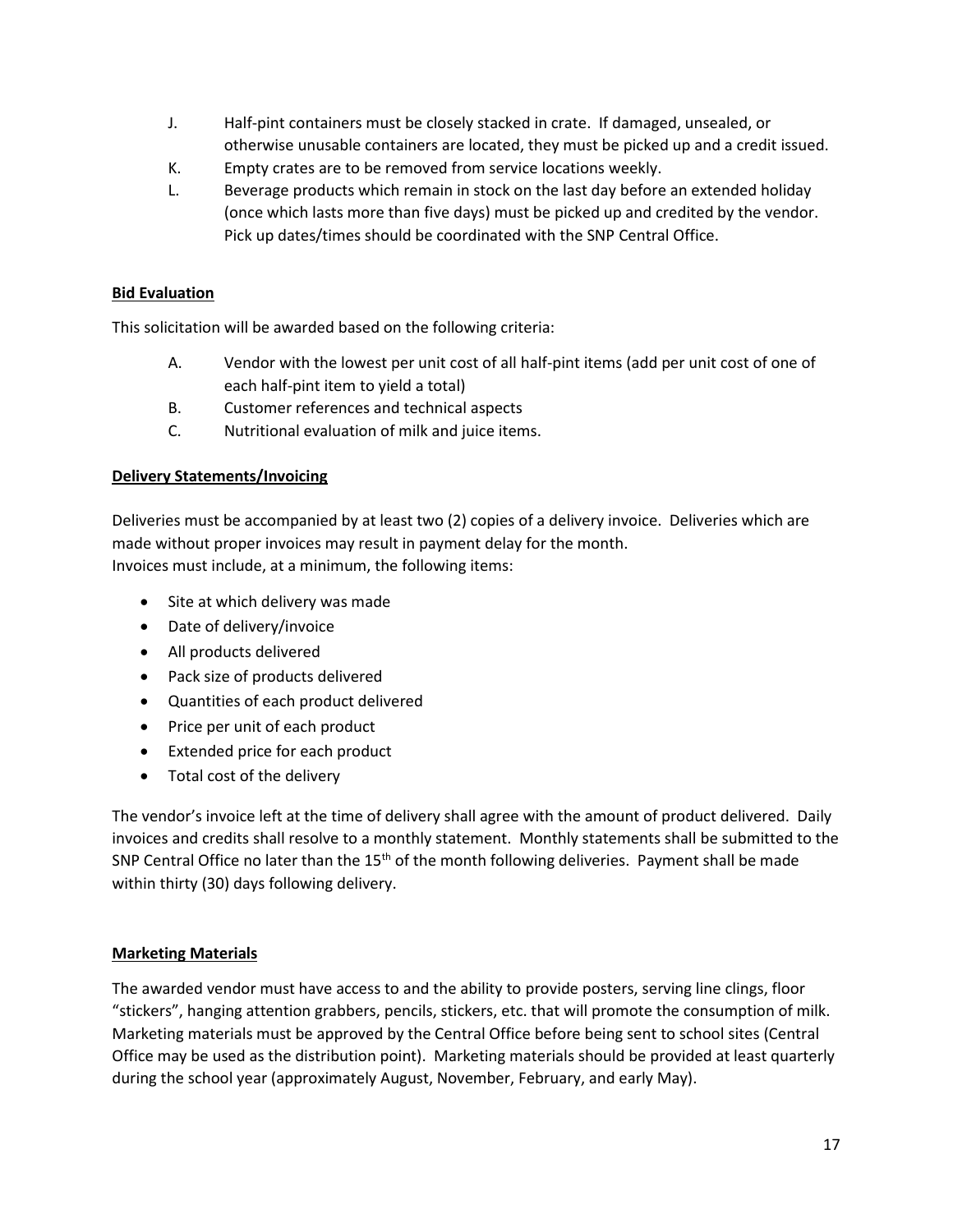J. Half-pint containers must be closely stacked in crate. If damaged, unsealed, or otherwise unusable containers are located, they must be picked up and a credit issued.

K. Empty crates are to be removed from service locations weekly.

L. Beverage products which remain in stock on the last day before an extended holiday (once which lasts more than five days) must be picked up and credited by the vendor. Pick up dates/times should be coordinated with the SNP Central Office.

**Bid Evaluation**

This solicitation will be awarded based on the following criteria:

A. Vendor with the lowest per unit cost of all half-pint items (add per unit cost of one of each half-pint item to yield a total)

B. Customer references and technical aspects

C. Nutritional evaluation of milk and juice items.

**Delivery Statements/Invoicing**

Deliveries must be accompanied by at least two (2) copies of a delivery invoice. Deliveries which are made without proper invoices may result in payment delay for the month.
Invoices must include, at a minimum, the following items:

- Site at which delivery was made
- Date of delivery/invoice
- All products delivered
- Pack size of products delivered
- Quantities of each product delivered
- Price per unit of each product
- Extended price for each product
- Total cost of the delivery

The vendor's invoice left at the time of delivery shall agree with the amount of product delivered. Daily invoices and credits shall resolve to a monthly statement. Monthly statements shall be submitted to the SNP Central Office no later than the 15th of the month following deliveries. Payment shall be made within thirty (30) days following delivery.

**Marketing Materials**

The awarded vendor must have access to and the ability to provide posters, serving line clings, floor "stickers", hanging attention grabbers, pencils, stickers, etc. that will promote the consumption of milk. Marketing materials must be approved by the Central Office before being sent to school sites (Central Office may be used as the distribution point). Marketing materials should be provided at least quarterly during the school year (approximately August, November, February, and early May).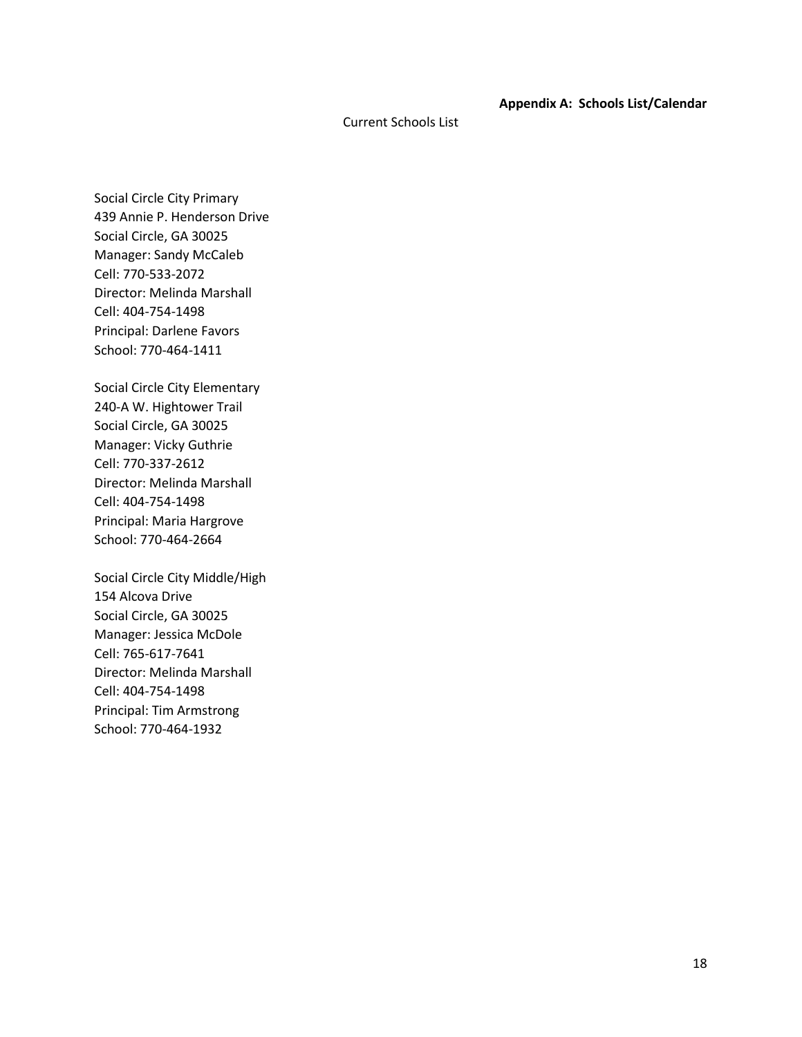**Appendix A: Schools List/Calendar**

Current Schools List

Social Circle City Primary
439 Annie P. Henderson Drive
Social Circle, GA 30025
Manager: Sandy McCaleb
Cell: 770-533-2072
Director: Melinda Marshall
Cell: 404-754-1498
Principal: Darlene Favors
School: 770-464-1411

Social Circle City Elementary
240-A W. Hightower Trail
Social Circle, GA 30025
Manager: Vicky Guthrie
Cell: 770-337-2612
Director: Melinda Marshall
Cell: 404-754-1498
Principal: Maria Hargrove
School: 770-464-2664

Social Circle City Middle/High
154 Alcova Drive
Social Circle, GA 30025
Manager: Jessica McDole
Cell: 765-617-7641
Director: Melinda Marshall
Cell: 404-754-1498
Principal: Tim Armstrong
School: 770-464-1932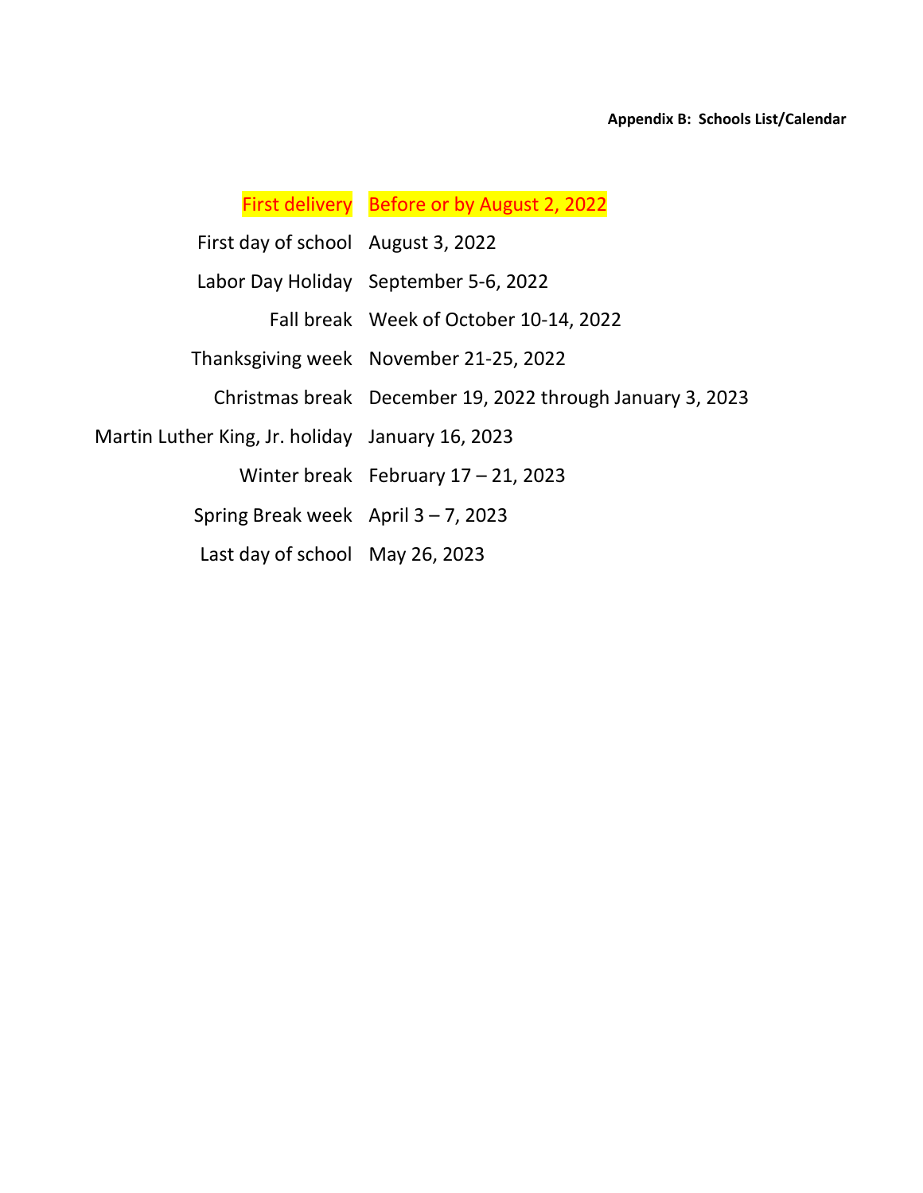**Appendix B: Schools List/Calendar**

| | |
|---|---|
| First delivery | Before or by August 2, 2022 |
| First day of school | August 3, 2022 |
| Labor Day Holiday | September 5-6, 2022 |
| Fall break | Week of October 10-14, 2022 |
| Thanksgiving week | November 21-25, 2022 |
| Christmas break | December 19, 2022 through January 3, 2023 |
| Martin Luther King, Jr. holiday | January 16, 2023 |
| Winter break | February 17 – 21, 2023 |
| Spring Break week | April 3 – 7, 2023 |
| Last day of school | May 26, 2023 |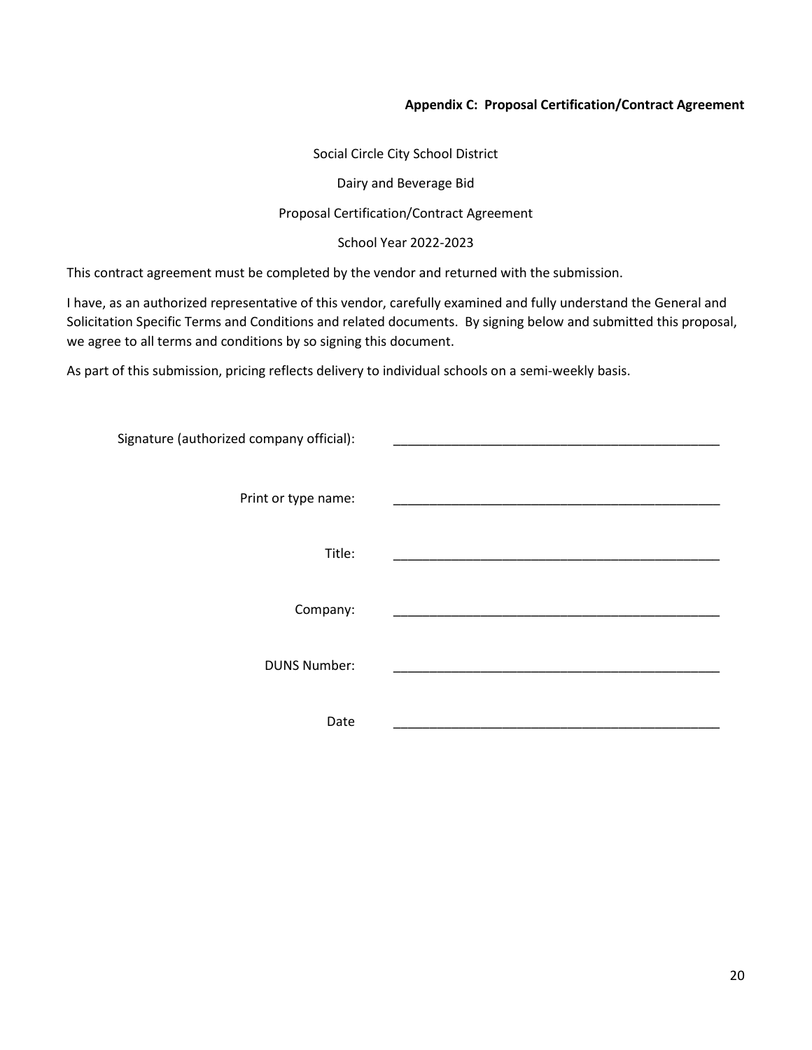**Appendix C: Proposal Certification/Contract Agreement**

Social Circle City School District

Dairy and Beverage Bid

Proposal Certification/Contract Agreement

School Year 2022-2023

This contract agreement must be completed by the vendor and returned with the submission.

I have, as an authorized representative of this vendor, carefully examined and fully understand the General and Solicitation Specific Terms and Conditions and related documents. By signing below and submitted this proposal, we agree to all terms and conditions by so signing this document.

As part of this submission, pricing reflects delivery to individual schools on a semi-weekly basis.

Signature (authorized company official): ______________________________________________

Print or type name: ______________________________________________

Title: ______________________________________________

Company: ______________________________________________

DUNS Number: ______________________________________________

Date ______________________________________________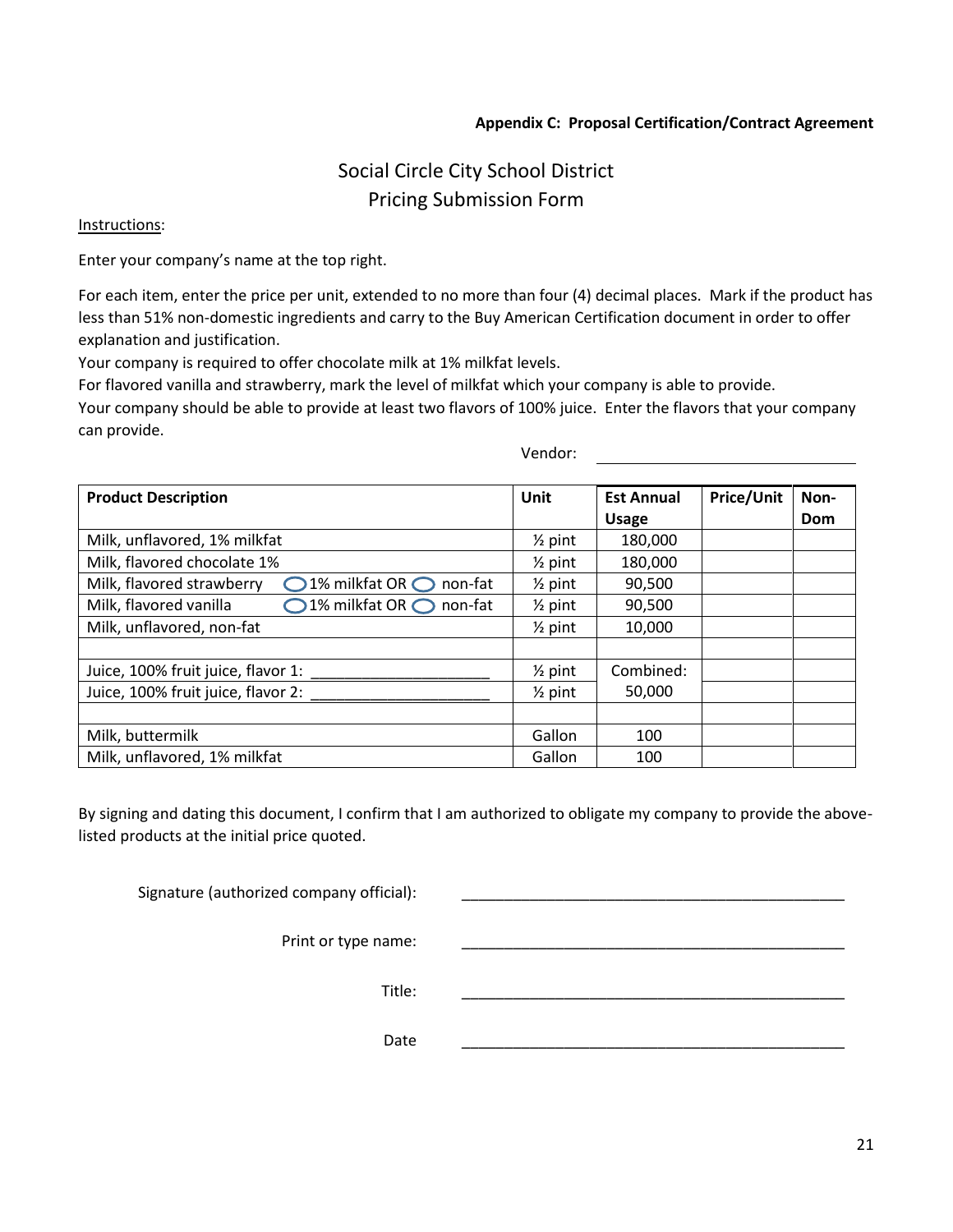**Appendix C: Proposal Certification/Contract Agreement**

# Social Circle City School District
## Pricing Submission Form

Instructions:

Enter your company's name at the top right.

For each item, enter the price per unit, extended to no more than four (4) decimal places. Mark if the product has less than 51% non-domestic ingredients and carry to the Buy American Certification document in order to offer explanation and justification.

Your company is required to offer chocolate milk at 1% milkfat levels.

For flavored vanilla and strawberry, mark the level of milkfat which your company is able to provide.

Your company should be able to provide at least two flavors of 100% juice. Enter the flavors that your company can provide.

Vendor: ______________________________

| Product Description | Unit | Est Annual Usage | Price/Unit | Non-Dom |
|---|---|---|---|---|
| Milk, unflavored, 1% milkfat | ½ pint | 180,000 | | |
| Milk, flavored chocolate 1% | ½ pint | 180,000 | | |
| Milk, flavored strawberry ◯ 1% milkfat OR ◯ non-fat | ½ pint | 90,500 | | |
| Milk, flavored vanilla ◯ 1% milkfat OR ◯ non-fat | ½ pint | 90,500 | | |
| Milk, unflavored, non-fat | ½ pint | 10,000 | | |
| | | | | |
| Juice, 100% fruit juice, flavor 1: ____________________ | ½ pint | Combined: | | |
| Juice, 100% fruit juice, flavor 2: ____________________ | ½ pint | 50,000 | | |
| | | | | |
| Milk, buttermilk | Gallon | 100 | | |
| Milk, unflavored, 1% milkfat | Gallon | 100 | | |

By signing and dating this document, I confirm that I am authorized to obligate my company to provide the above-listed products at the initial price quoted.

Signature (authorized company official): ____________________________________________

Print or type name: ____________________________________________

Title: ____________________________________________

Date ____________________________________________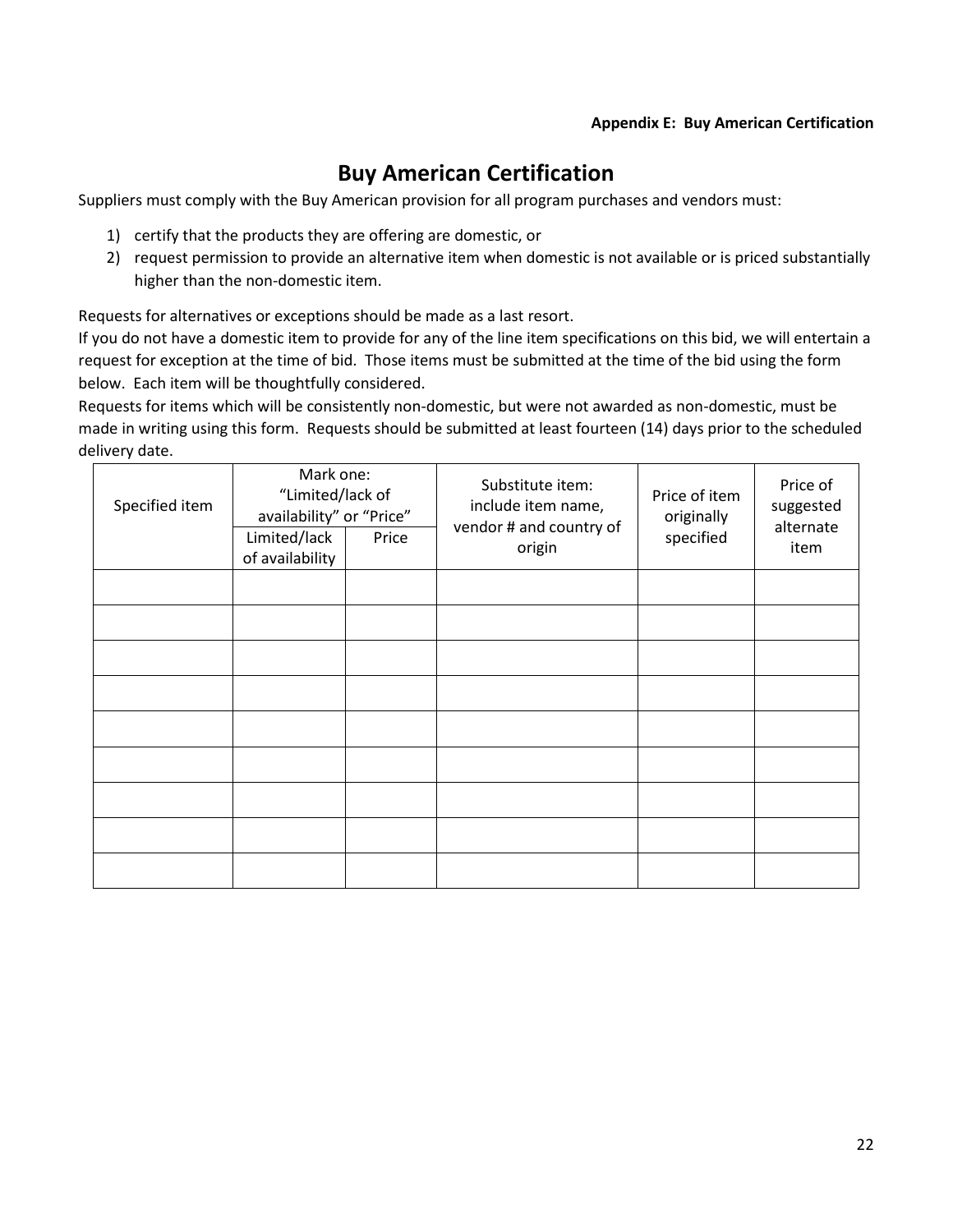**Appendix E: Buy American Certification**

# Buy American Certification

Suppliers must comply with the Buy American provision for all program purchases and vendors must:

1) certify that the products they are offering are domestic, or
2) request permission to provide an alternative item when domestic is not available or is priced substantially higher than the non-domestic item.

Requests for alternatives or exceptions should be made as a last resort.
If you do not have a domestic item to provide for any of the line item specifications on this bid, we will entertain a request for exception at the time of bid. Those items must be submitted at the time of the bid using the form below. Each item will be thoughtfully considered.
Requests for items which will be consistently non-domestic, but were not awarded as non-domestic, must be made in writing using this form. Requests should be submitted at least fourteen (14) days prior to the scheduled delivery date.

| Specified item | Mark one: "Limited/lack of availability" or "Price" | | Substitute item: include item name, vendor # and country of origin | Price of item originally specified | Price of suggested alternate item |
|---|---|---|---|---|---|
| | Limited/lack of availability | Price | | | |
| | | | | | |
| | | | | | |
| | | | | | |
| | | | | | |
| | | | | | |
| | | | | | |
| | | | | | |
| | | | | | |
| | | | | | |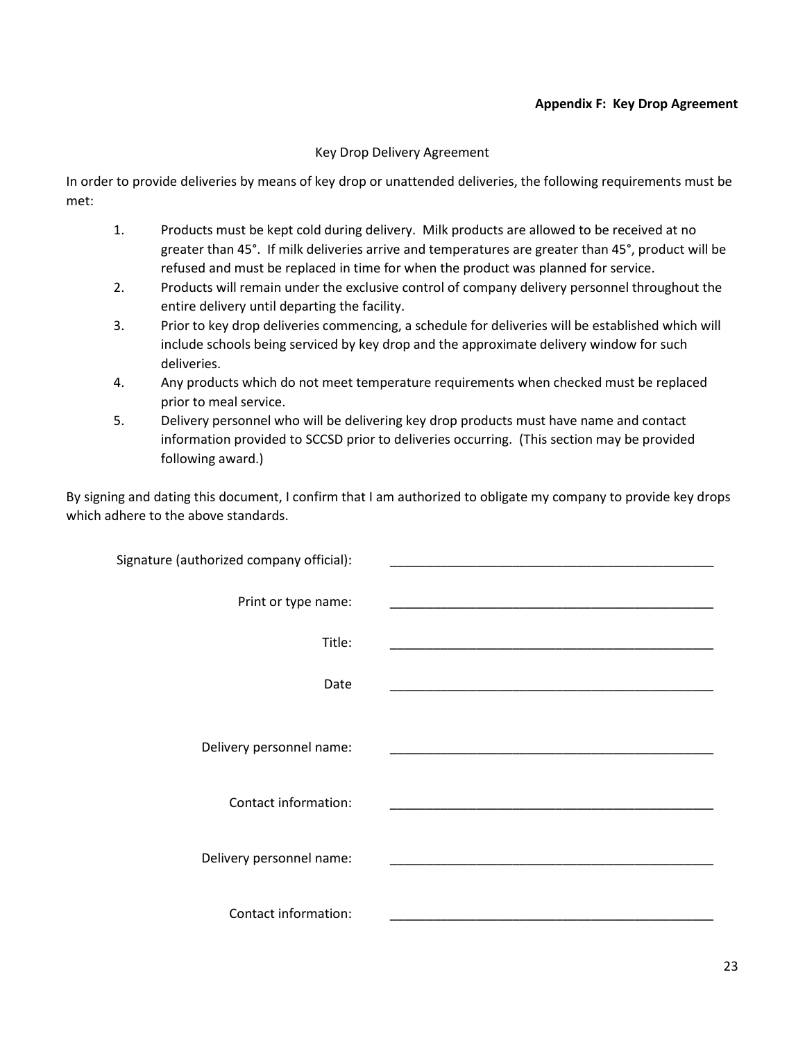**Appendix F: Key Drop Agreement**

Key Drop Delivery Agreement

In order to provide deliveries by means of key drop or unattended deliveries, the following requirements must be met:

1. Products must be kept cold during delivery. Milk products are allowed to be received at no greater than 45°. If milk deliveries arrive and temperatures are greater than 45°, product will be refused and must be replaced in time for when the product was planned for service.
2. Products will remain under the exclusive control of company delivery personnel throughout the entire delivery until departing the facility.
3. Prior to key drop deliveries commencing, a schedule for deliveries will be established which will include schools being serviced by key drop and the approximate delivery window for such deliveries.
4. Any products which do not meet temperature requirements when checked must be replaced prior to meal service.
5. Delivery personnel who will be delivering key drop products must have name and contact information provided to SCCSD prior to deliveries occurring. (This section may be provided following award.)

By signing and dating this document, I confirm that I am authorized to obligate my company to provide key drops which adhere to the above standards.

Signature (authorized company official): _______________________________________________

Print or type name: _______________________________________________

Title: _______________________________________________

Date _______________________________________________

Delivery personnel name: _______________________________________________

Contact information: _______________________________________________

Delivery personnel name: _______________________________________________

Contact information: _______________________________________________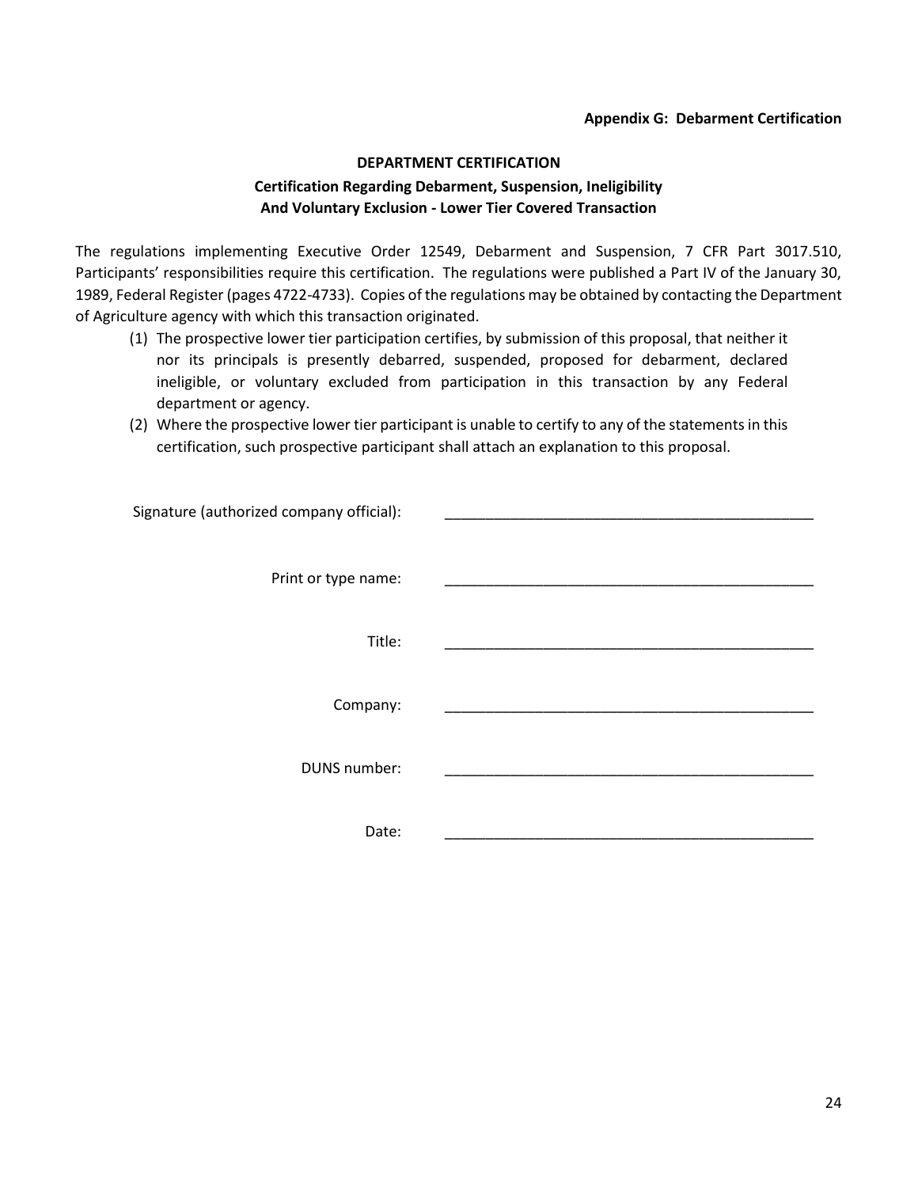**Appendix G: Debarment Certification**

## DEPARTMENT CERTIFICATION

### Certification Regarding Debarment, Suspension, Ineligibility And Voluntary Exclusion - Lower Tier Covered Transaction

The regulations implementing Executive Order 12549, Debarment and Suspension, 7 CFR Part 3017.510, Participants' responsibilities require this certification. The regulations were published a Part IV of the January 30, 1989, Federal Register (pages 4722-4733). Copies of the regulations may be obtained by contacting the Department of Agriculture agency with which this transaction originated.

(1) The prospective lower tier participation certifies, by submission of this proposal, that neither it nor its principals is presently debarred, suspended, proposed for debarment, declared ineligible, or voluntary excluded from participation in this transaction by any Federal department or agency.

(2) Where the prospective lower tier participant is unable to certify to any of the statements in this certification, such prospective participant shall attach an explanation to this proposal.

Signature (authorized company official): ______________________________________________

Print or type name: ______________________________________________

Title: ______________________________________________

Company: ______________________________________________

DUNS number: ______________________________________________

Date: ______________________________________________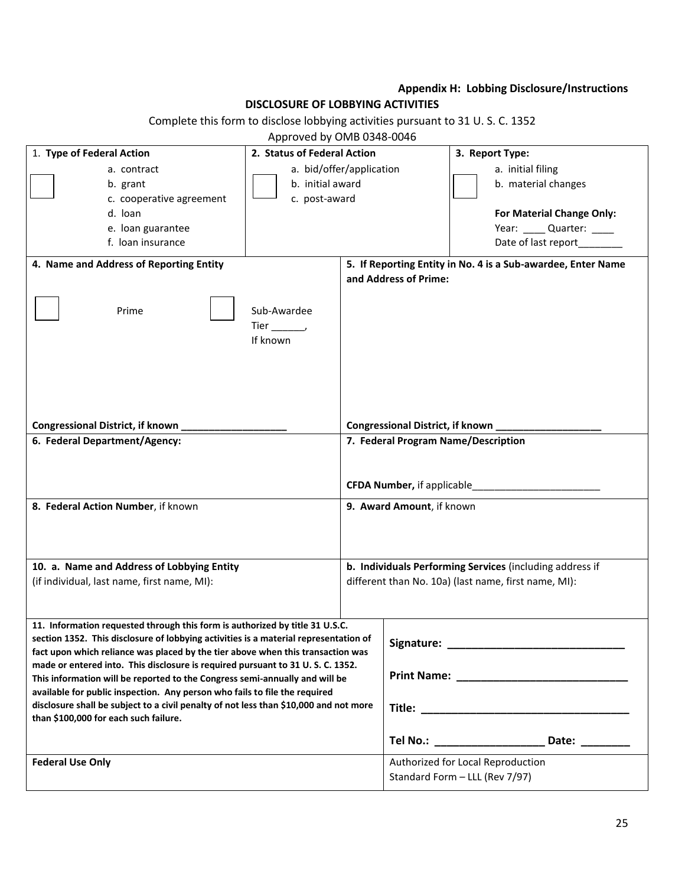**Appendix H: Lobbing Disclosure/Instructions**

**DISCLOSURE OF LOBBYING ACTIVITIES**

Complete this form to disclose lobbying activities pursuant to 31 U. S. C. 1352

Approved by OMB 0348-0046

| 1. **Type of Federal Action** | 2. **Status of Federal Action** | 3. **Report Type:** |
|---|---|---|
| ☐ a. contract<br>b. grant<br>c. cooperative agreement<br>d. loan<br>e. loan guarantee<br>f. loan insurance | ☐ a. bid/offer/application<br>b. initial award<br>c. post-award | ☐ a. initial filing<br>b. material changes<br><br>**For Material Change Only:**<br>Year: ____ Quarter: ____<br>Date of last report________ |

| **4. Name and Address of Reporting Entity** | **5. If Reporting Entity in No. 4 is a Sub-awardee, Enter Name and Address of Prime:** |
|---|---|
| ☐ Prime ☐ Sub-Awardee Tier ______, If known<br><br>**Congressional District, if known ___________________** | <br><br>**Congressional District, if known ___________________** |
| **6. Federal Department/Agency:** | **7. Federal Program Name/Description**<br><br>**CFDA Number,** if applicable_______________________ |
| **8. Federal Action Number**, if known | **9. Award Amount**, if known |
| **10. a. Name and Address of Lobbying Entity** (if individual, last name, first name, MI): | **b. Individuals Performing Services** (including address if different than No. 10a) (last name, first name, MI): |

| | |
|---|---|
| **11. Information requested through this form is authorized by title 31 U.S.C. section 1352. This disclosure of lobbying activities is a material representation of fact upon which reliance was placed by the tier above when this transaction was made or entered into. This disclosure is required pursuant to 31 U. S. C. 1352. This information will be reported to the Congress semi-annually and will be available for public inspection. Any person who fails to file the required disclosure shall be subject to a civil penalty of not less than $10,000 and not more than $100,000 for each such failure.** | **Signature: _____________________________**<br><br>**Print Name: ____________________________**<br><br>**Title: __________________________________**<br><br>**Tel No.: __________________ Date: ________** |
| **Federal Use Only** | Authorized for Local Reproduction<br>Standard Form – LLL (Rev 7/97) |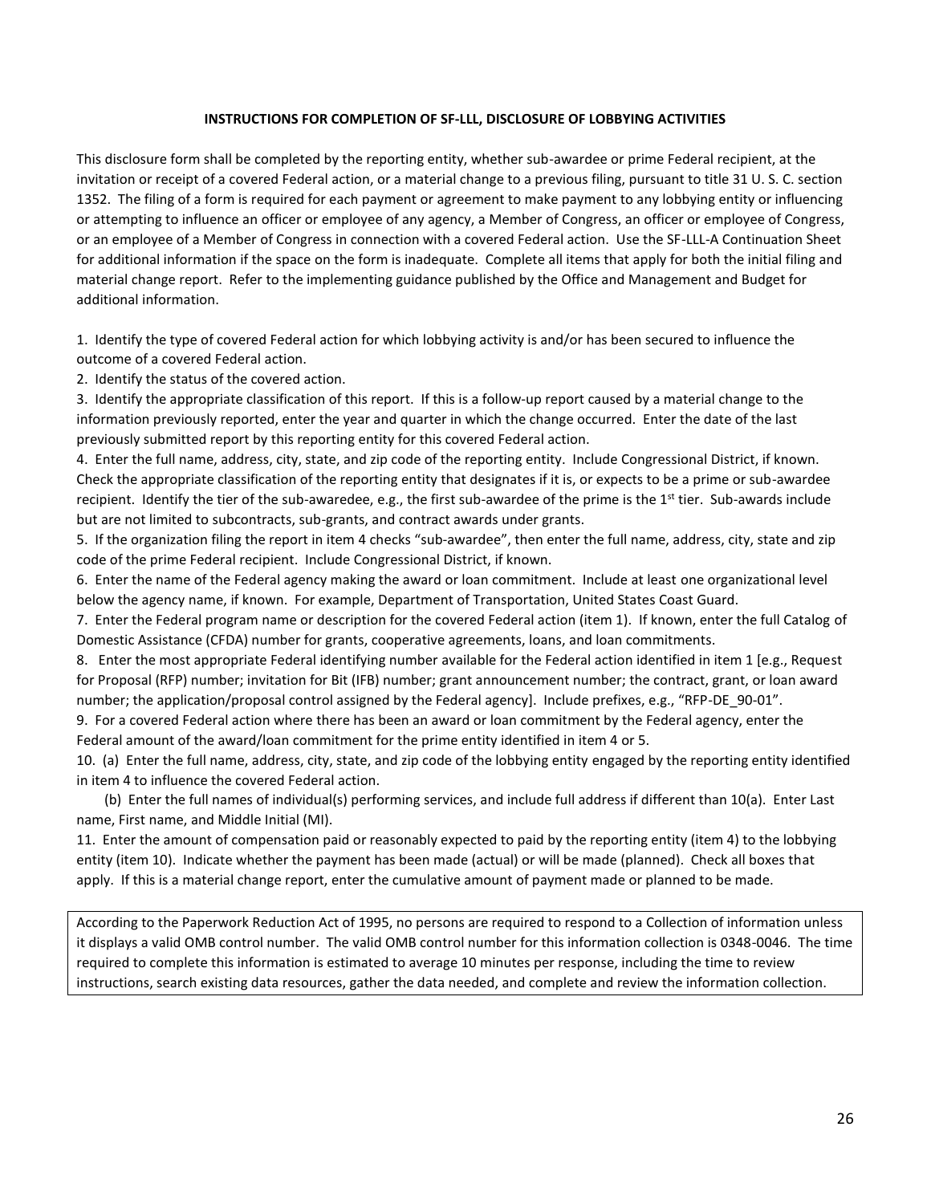**INSTRUCTIONS FOR COMPLETION OF SF-LLL, DISCLOSURE OF LOBBYING ACTIVITIES**

This disclosure form shall be completed by the reporting entity, whether sub-awardee or prime Federal recipient, at the invitation or receipt of a covered Federal action, or a material change to a previous filing, pursuant to title 31 U. S. C. section 1352. The filing of a form is required for each payment or agreement to make payment to any lobbying entity or influencing or attempting to influence an officer or employee of any agency, a Member of Congress, an officer or employee of Congress, or an employee of a Member of Congress in connection with a covered Federal action. Use the SF-LLL-A Continuation Sheet for additional information if the space on the form is inadequate. Complete all items that apply for both the initial filing and material change report. Refer to the implementing guidance published by the Office and Management and Budget for additional information.

1. Identify the type of covered Federal action for which lobbying activity is and/or has been secured to influence the outcome of a covered Federal action.
2. Identify the status of the covered action.
3. Identify the appropriate classification of this report. If this is a follow-up report caused by a material change to the information previously reported, enter the year and quarter in which the change occurred. Enter the date of the last previously submitted report by this reporting entity for this covered Federal action.
4. Enter the full name, address, city, state, and zip code of the reporting entity. Include Congressional District, if known. Check the appropriate classification of the reporting entity that designates if it is, or expects to be a prime or sub-awardee recipient. Identify the tier of the sub-awaredee, e.g., the first sub-awardee of the prime is the 1st tier. Sub-awards include but are not limited to subcontracts, sub-grants, and contract awards under grants.
5. If the organization filing the report in item 4 checks "sub-awardee", then enter the full name, address, city, state and zip code of the prime Federal recipient. Include Congressional District, if known.
6. Enter the name of the Federal agency making the award or loan commitment. Include at least one organizational level below the agency name, if known. For example, Department of Transportation, United States Coast Guard.
7. Enter the Federal program name or description for the covered Federal action (item 1). If known, enter the full Catalog of Domestic Assistance (CFDA) number for grants, cooperative agreements, loans, and loan commitments.
8. Enter the most appropriate Federal identifying number available for the Federal action identified in item 1 [e.g., Request for Proposal (RFP) number; invitation for Bit (IFB) number; grant announcement number; the contract, grant, or loan award number; the application/proposal control assigned by the Federal agency]. Include prefixes, e.g., "RFP-DE_90-01".
9. For a covered Federal action where there has been an award or loan commitment by the Federal agency, enter the Federal amount of the award/loan commitment for the prime entity identified in item 4 or 5.
10. (a) Enter the full name, address, city, state, and zip code of the lobbying entity engaged by the reporting entity identified in item 4 to influence the covered Federal action.

    (b) Enter the full names of individual(s) performing services, and include full address if different than 10(a). Enter Last name, First name, and Middle Initial (MI).
11. Enter the amount of compensation paid or reasonably expected to paid by the reporting entity (item 4) to the lobbying entity (item 10). Indicate whether the payment has been made (actual) or will be made (planned). Check all boxes that apply. If this is a material change report, enter the cumulative amount of payment made or planned to be made.

According to the Paperwork Reduction Act of 1995, no persons are required to respond to a Collection of information unless it displays a valid OMB control number. The valid OMB control number for this information collection is 0348-0046. The time required to complete this information is estimated to average 10 minutes per response, including the time to review instructions, search existing data resources, gather the data needed, and complete and review the information collection.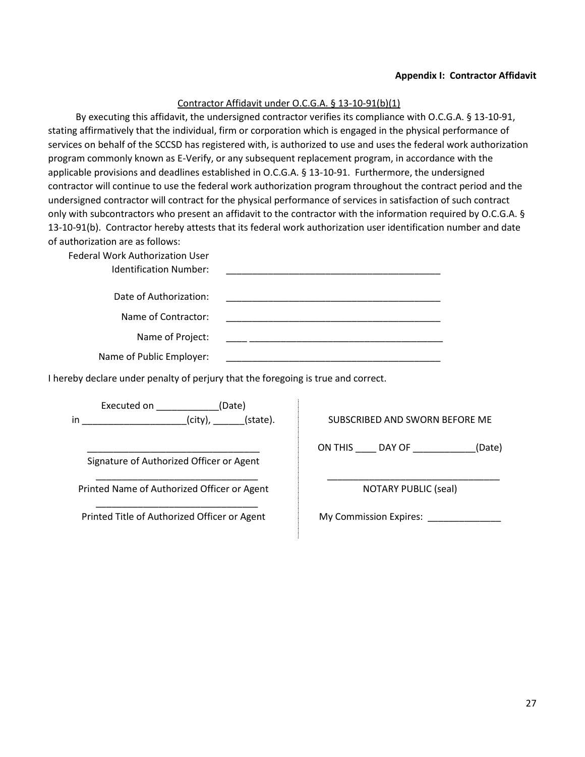**Appendix I: Contractor Affidavit**

<u>Contractor Affidavit under O.C.G.A. § 13-10-91(b)(1)</u>

By executing this affidavit, the undersigned contractor verifies its compliance with O.C.G.A. § 13-10-91, stating affirmatively that the individual, firm or corporation which is engaged in the physical performance of services on behalf of the SCCSD has registered with, is authorized to use and uses the federal work authorization program commonly known as E-Verify, or any subsequent replacement program, in accordance with the applicable provisions and deadlines established in O.C.G.A. § 13-10-91. Furthermore, the undersigned contractor will continue to use the federal work authorization program throughout the contract period and the undersigned contractor will contract for the physical performance of services in satisfaction of such contract only with subcontractors who present an affidavit to the contractor with the information required by O.C.G.A. § 13-10-91(b). Contractor hereby attests that its federal work authorization user identification number and date of authorization are as follows:

Federal Work Authorization User Identification Number: ________________________________________

Date of Authorization: ________________________________________

Name of Contractor: ________________________________________

Name of Project: ____ ____________________________________

Name of Public Employer: ________________________________________

I hereby declare under penalty of perjury that the foregoing is true and correct.

Executed on ____________(Date)
in ___________________(city), ______(state).

_________________________________
Signature of Authorized Officer or Agent

_______________________________
Printed Name of Authorized Officer or Agent

_______________________________
Printed Title of Authorized Officer or Agent

SUBSCRIBED AND SWORN BEFORE ME

ON THIS ____ DAY OF ____________(Date)

_________________________________
NOTARY PUBLIC (seal)

My Commission Expires: ______________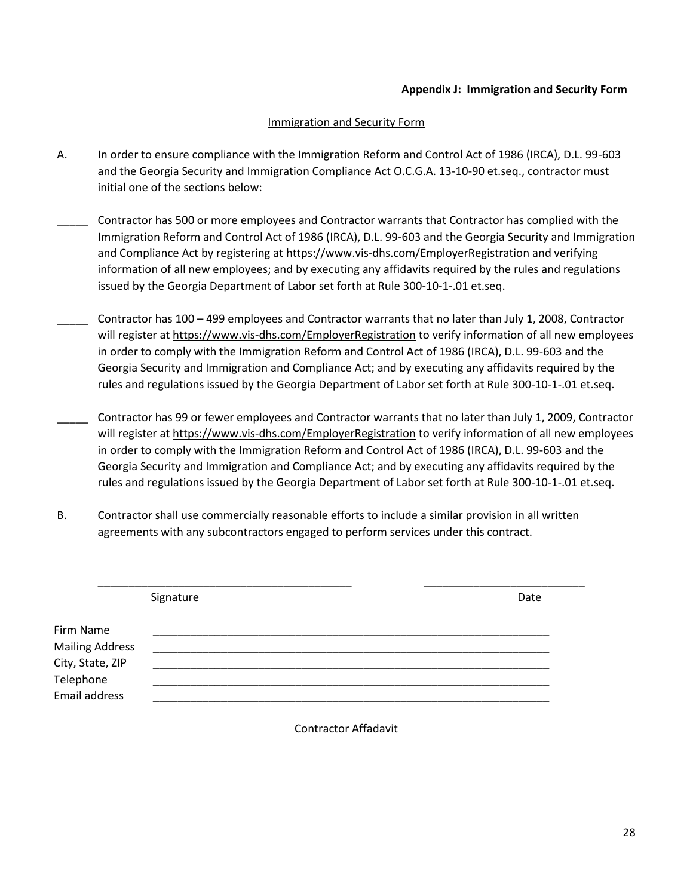**Appendix J: Immigration and Security Form**

<u>Immigration and Security Form</u>

A. In order to ensure compliance with the Immigration Reform and Control Act of 1986 (IRCA), D.L. 99-603 and the Georgia Security and Immigration Compliance Act O.C.G.A. 13-10-90 et.seq., contractor must initial one of the sections below:

_____ Contractor has 500 or more employees and Contractor warrants that Contractor has complied with the Immigration Reform and Control Act of 1986 (IRCA), D.L. 99-603 and the Georgia Security and Immigration and Compliance Act by registering at https://www.vis-dhs.com/EmployerRegistration and verifying information of all new employees; and by executing any affidavits required by the rules and regulations issued by the Georgia Department of Labor set forth at Rule 300-10-1-.01 et.seq.

_____ Contractor has 100 – 499 employees and Contractor warrants that no later than July 1, 2008, Contractor will register at https://www.vis-dhs.com/EmployerRegistration to verify information of all new employees in order to comply with the Immigration Reform and Control Act of 1986 (IRCA), D.L. 99-603 and the Georgia Security and Immigration and Compliance Act; and by executing any affidavits required by the rules and regulations issued by the Georgia Department of Labor set forth at Rule 300-10-1-.01 et.seq.

_____ Contractor has 99 or fewer employees and Contractor warrants that no later than July 1, 2009, Contractor will register at https://www.vis-dhs.com/EmployerRegistration to verify information of all new employees in order to comply with the Immigration Reform and Control Act of 1986 (IRCA), D.L. 99-603 and the Georgia Security and Immigration and Compliance Act; and by executing any affidavits required by the rules and regulations issued by the Georgia Department of Labor set forth at Rule 300-10-1-.01 et.seq.

B. Contractor shall use commercially reasonable efforts to include a similar provision in all written agreements with any subcontractors engaged to perform services under this contract.

___________________________________________ ___________________________

Signature Date

Firm Name ____________________________________________________________________

Mailing Address ____________________________________________________________________

City, State, ZIP ____________________________________________________________________

Telephone ____________________________________________________________________

Email address ____________________________________________________________________

Contractor Affadavit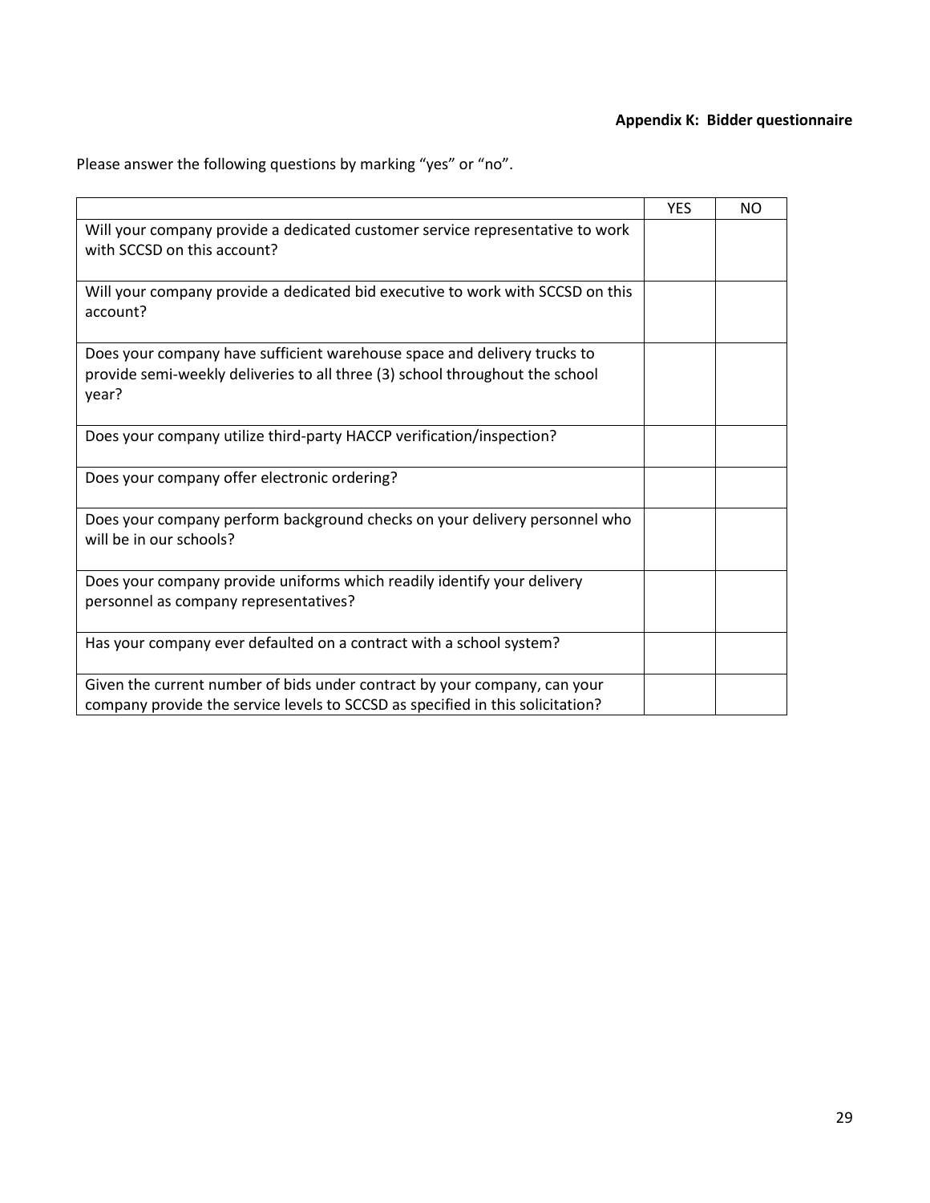**Appendix K: Bidder questionnaire**

Please answer the following questions by marking “yes” or “no”.

| | YES | NO |
|---|---|---|
| Will your company provide a dedicated customer service representative to work with SCCSD on this account? | | |
| Will your company provide a dedicated bid executive to work with SCCSD on this account? | | |
| Does your company have sufficient warehouse space and delivery trucks to provide semi-weekly deliveries to all three (3) school throughout the school year? | | |
| Does your company utilize third-party HACCP verification/inspection? | | |
| Does your company offer electronic ordering? | | |
| Does your company perform background checks on your delivery personnel who will be in our schools? | | |
| Does your company provide uniforms which readily identify your delivery personnel as company representatives? | | |
| Has your company ever defaulted on a contract with a school system? | | |
| Given the current number of bids under contract by your company, can your company provide the service levels to SCCSD as specified in this solicitation? | | |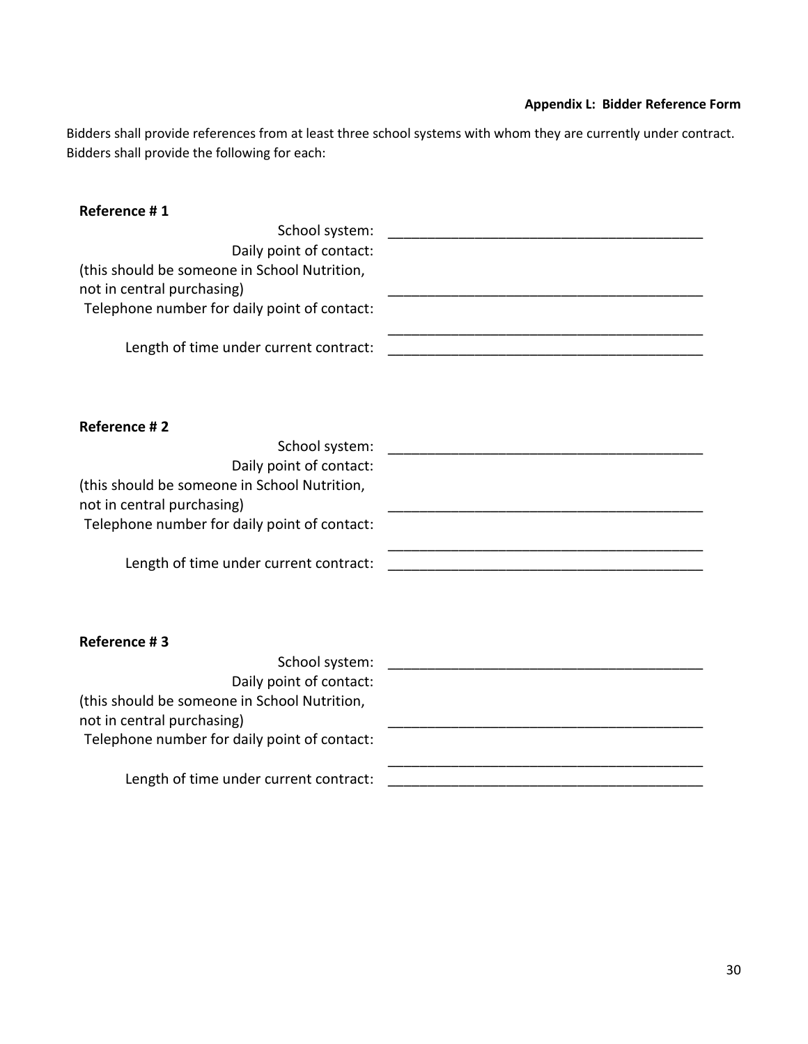**Appendix L: Bidder Reference Form**

Bidders shall provide references from at least three school systems with whom they are currently under contract. Bidders shall provide the following for each:

**Reference # 1**

School system: ________________________________________

Daily point of contact:
(this should be someone in School Nutrition, not in central purchasing) ________________________________________

Telephone number for daily point of contact: ________________________________________

Length of time under current contract: ________________________________________

**Reference # 2**

School system: ________________________________________

Daily point of contact:
(this should be someone in School Nutrition, not in central purchasing) ________________________________________

Telephone number for daily point of contact: ________________________________________

Length of time under current contract: ________________________________________

**Reference # 3**

School system: ________________________________________

Daily point of contact:
(this should be someone in School Nutrition, not in central purchasing) ________________________________________

Telephone number for daily point of contact: ________________________________________

Length of time under current contract: ________________________________________